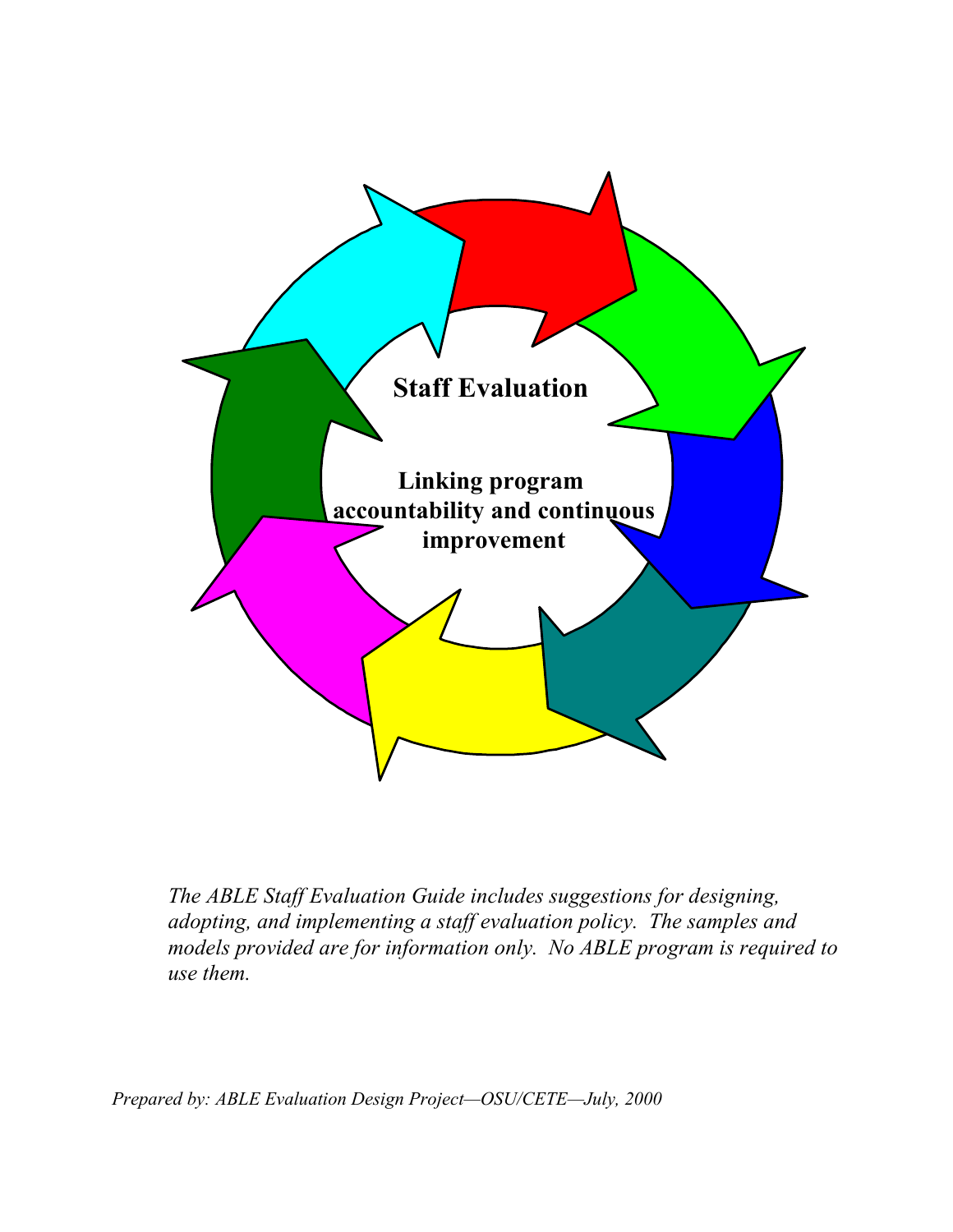# Staff Evaluation

**Linking program accountability and continuous improvement**

*The ABLE Staff Evaluation Guide includes suggestions for designing, adopting, and implementing a staff evaluation policy. The samples and models provided are for information only. No ABLE program is required to use them.*

*Prepared by: ABLE Evaluation Design Project—OSU/CETE—July, 2000*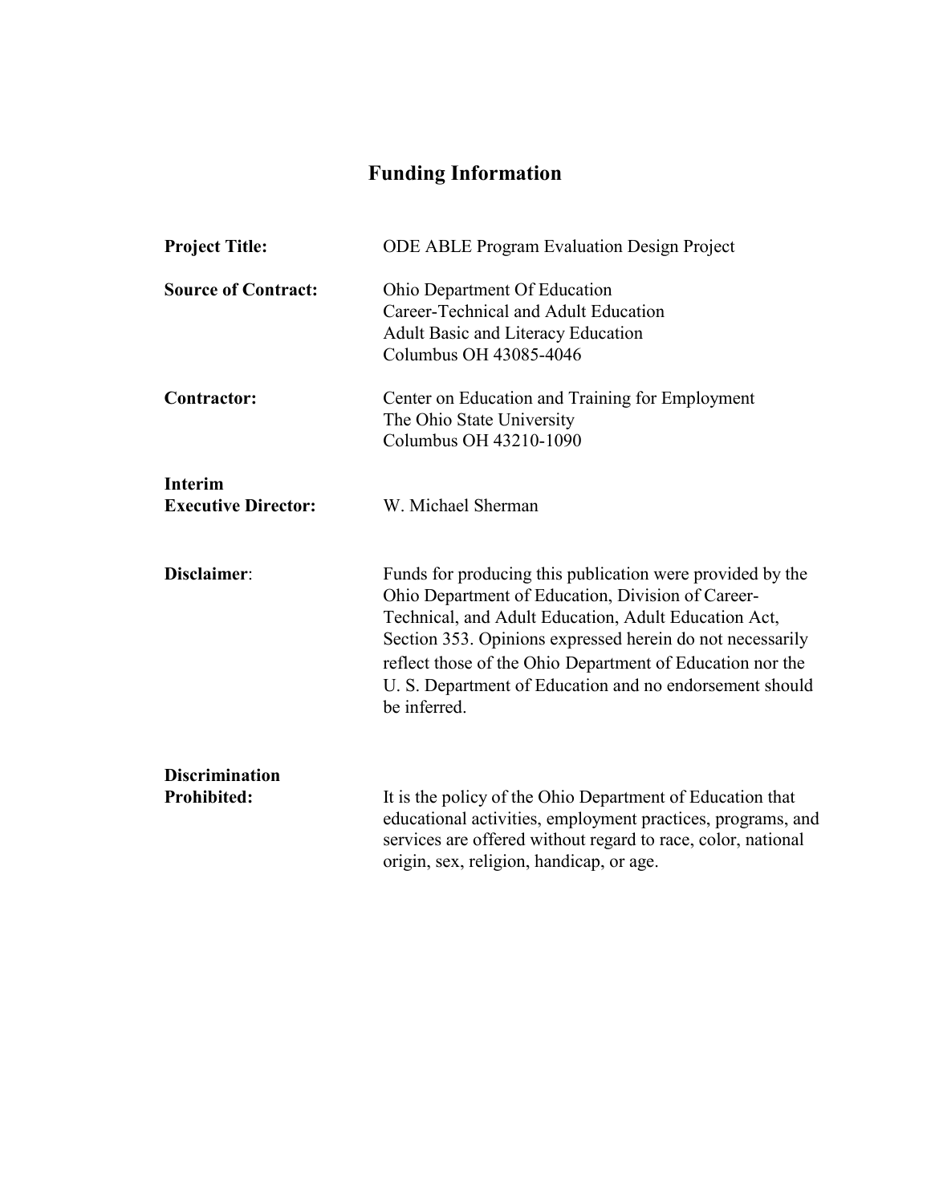# Funding Information

**Project Title:** ODE ABLE Program Evaluation Design Project

**Source of Contract:** Ohio Department Of Education
Career-Technical and Adult Education
Adult Basic and Literacy Education
Columbus OH 43085-4046

**Contractor:** Center on Education and Training for Employment
The Ohio State University
Columbus OH 43210-1090

**Interim Executive Director:** W. Michael Sherman

**Disclaimer**: Funds for producing this publication were provided by the Ohio Department of Education, Division of Career-Technical, and Adult Education, Adult Education Act, Section 353. Opinions expressed herein do not necessarily reflect those of the Ohio Department of Education nor the U. S. Department of Education and no endorsement should be inferred.

**Discrimination Prohibited:** It is the policy of the Ohio Department of Education that educational activities, employment practices, programs, and services are offered without regard to race, color, national origin, sex, religion, handicap, or age.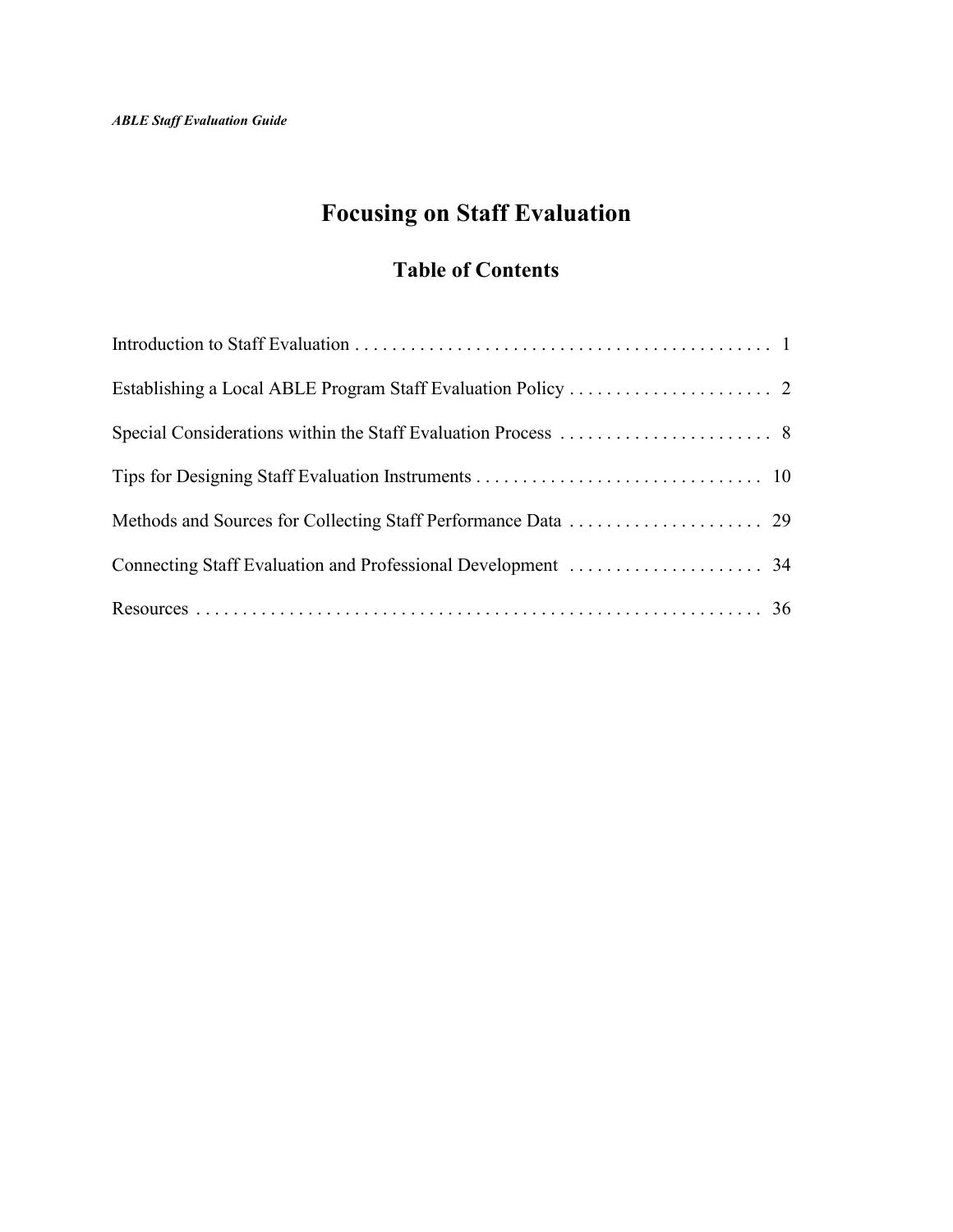# Focusing on Staff Evaluation

## Table of Contents

Introduction to Staff Evaluation . . . . . . . . . . . . . . . . . . . . . . . . . . . . . . . . . . . . . . . . . . . . . 1

Establishing a Local ABLE Program Staff Evaluation Policy . . . . . . . . . . . . . . . . . . . . . . 2

Special Considerations within the Staff Evaluation Process . . . . . . . . . . . . . . . . . . . . . . . 8

Tips for Designing Staff Evaluation Instruments . . . . . . . . . . . . . . . . . . . . . . . . . . . . . . . 10

Methods and Sources for Collecting Staff Performance Data . . . . . . . . . . . . . . . . . . . . . 29

Connecting Staff Evaluation and Professional Development . . . . . . . . . . . . . . . . . . . . . 34

Resources . . . . . . . . . . . . . . . . . . . . . . . . . . . . . . . . . . . . . . . . . . . . . . . . . . . . . . . . . . . . . 36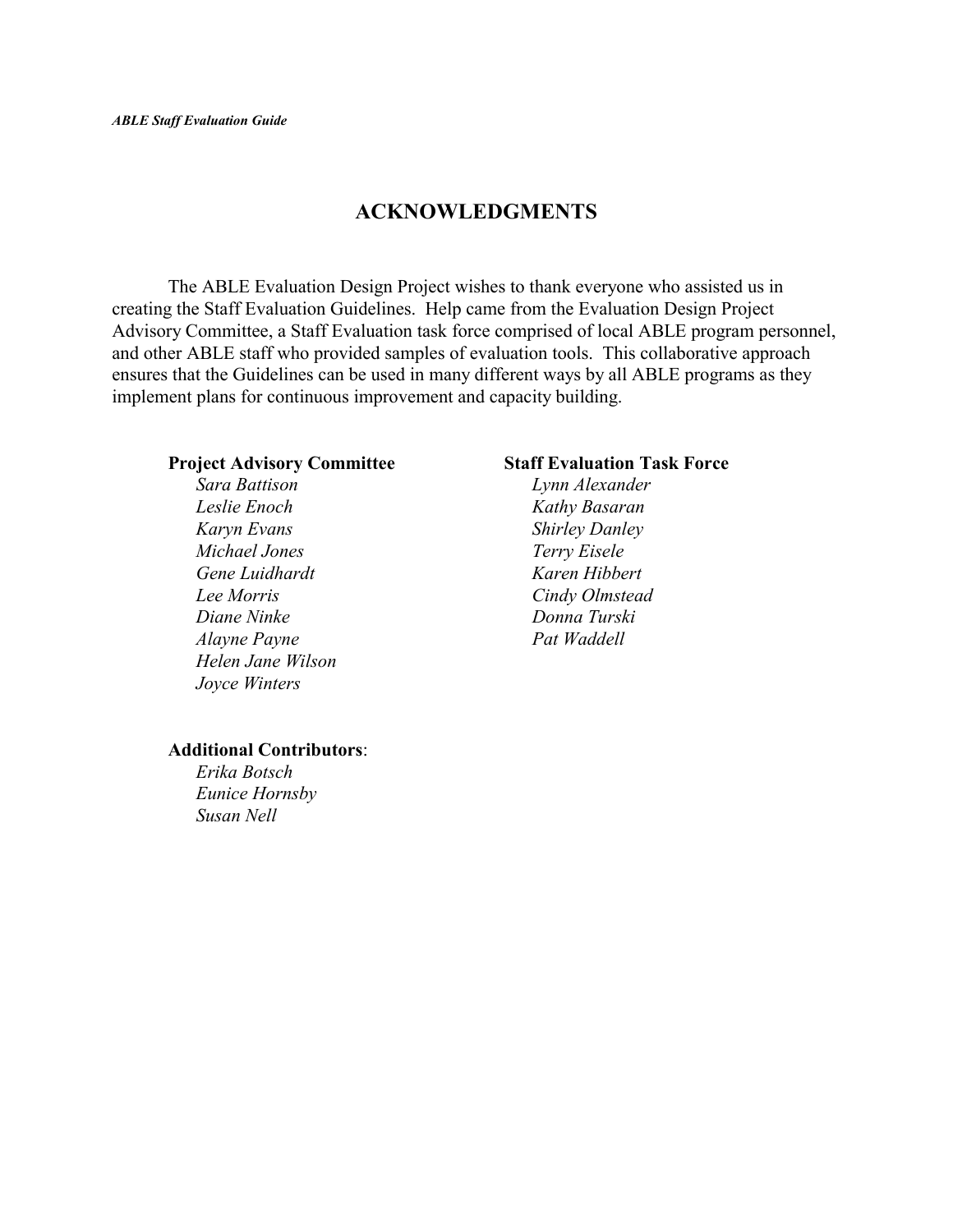# ACKNOWLEDGMENTS

The ABLE Evaluation Design Project wishes to thank everyone who assisted us in creating the Staff Evaluation Guidelines. Help came from the Evaluation Design Project Advisory Committee, a Staff Evaluation task force comprised of local ABLE program personnel, and other ABLE staff who provided samples of evaluation tools. This collaborative approach ensures that the Guidelines can be used in many different ways by all ABLE programs as they implement plans for continuous improvement and capacity building.

**Project Advisory Committee**

*Sara Battison*
*Leslie Enoch*
*Karyn Evans*
*Michael Jones*
*Gene Luidhardt*
*Lee Morris*
*Diane Ninke*
*Alayne Payne*
*Helen Jane Wilson*
*Joyce Winters*

**Staff Evaluation Task Force**

*Lynn Alexander*
*Kathy Basaran*
*Shirley Danley*
*Terry Eisele*
*Karen Hibbert*
*Cindy Olmstead*
*Donna Turski*
*Pat Waddell*

**Additional Contributors**:

*Erika Botsch*
*Eunice Hornsby*
*Susan Nell*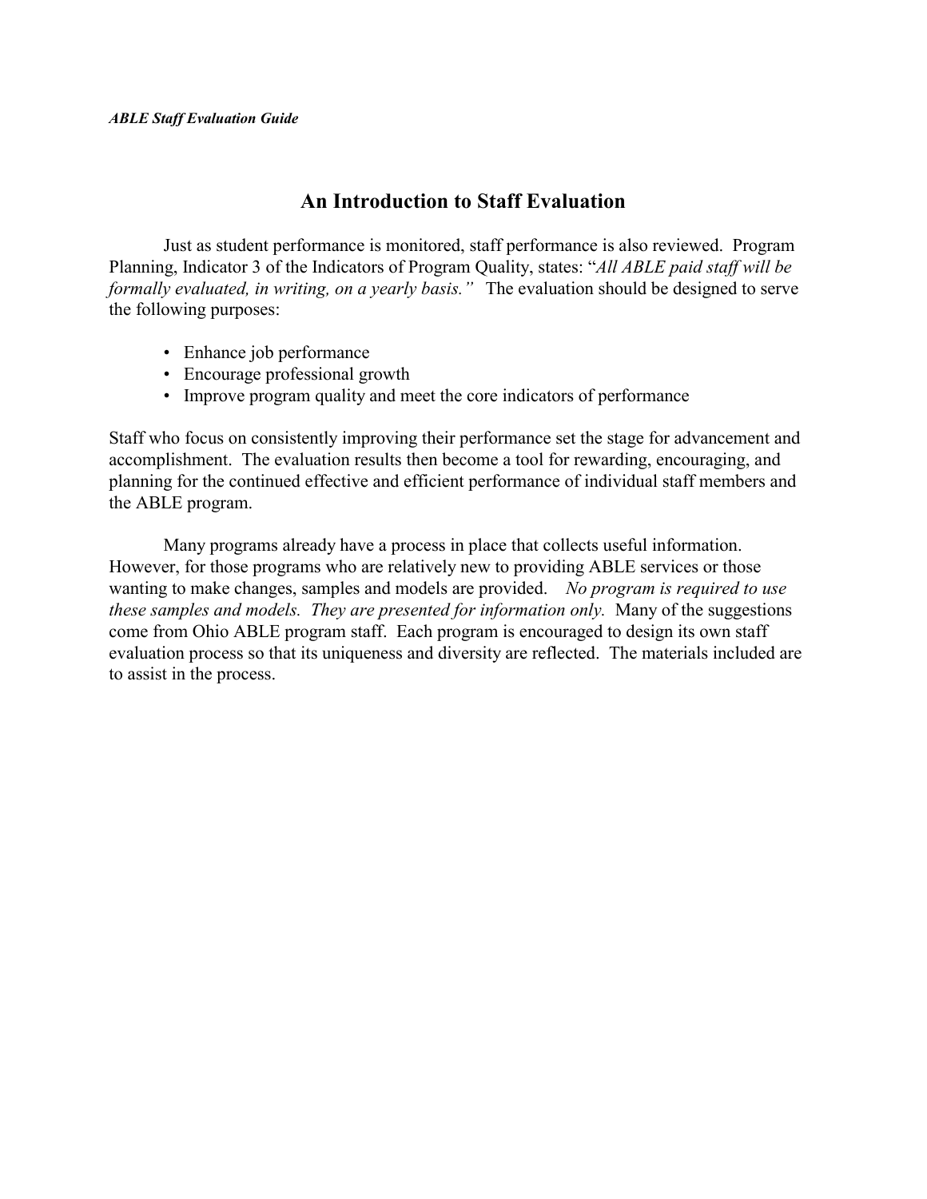# An Introduction to Staff Evaluation

Just as student performance is monitored, staff performance is also reviewed. Program Planning, Indicator 3 of the Indicators of Program Quality, states: "*All ABLE paid staff will be formally evaluated, in writing, on a yearly basis.*" The evaluation should be designed to serve the following purposes:

- Enhance job performance
- Encourage professional growth
- Improve program quality and meet the core indicators of performance

Staff who focus on consistently improving their performance set the stage for advancement and accomplishment. The evaluation results then become a tool for rewarding, encouraging, and planning for the continued effective and efficient performance of individual staff members and the ABLE program.

Many programs already have a process in place that collects useful information. However, for those programs who are relatively new to providing ABLE services or those wanting to make changes, samples and models are provided. *No program is required to use these samples and models. They are presented for information only.* Many of the suggestions come from Ohio ABLE program staff. Each program is encouraged to design its own staff evaluation process so that its uniqueness and diversity are reflected. The materials included are to assist in the process.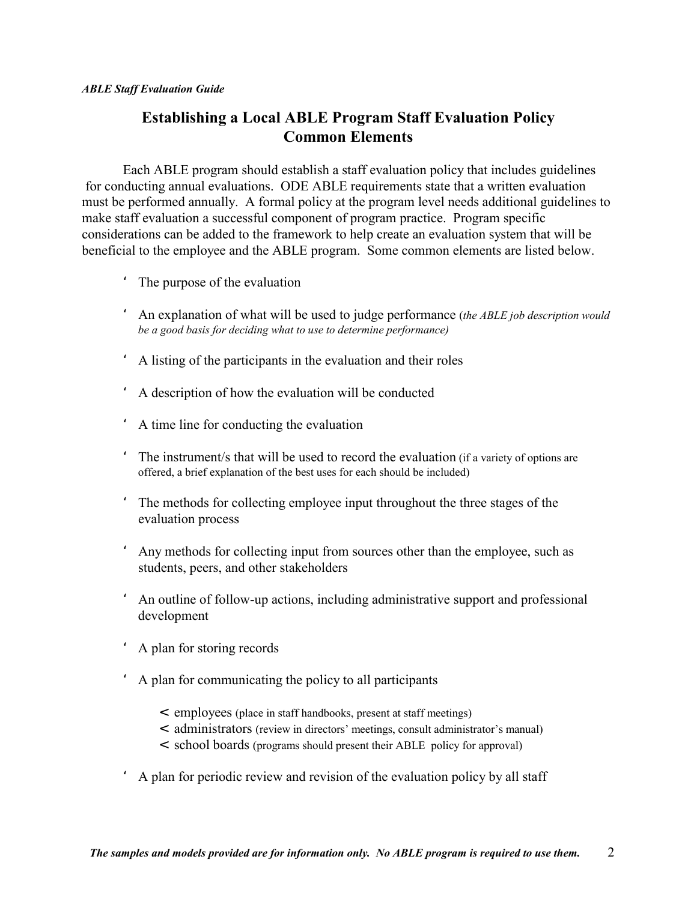## Establishing a Local ABLE Program Staff Evaluation Policy Common Elements

Each ABLE program should establish a staff evaluation policy that includes guidelines for conducting annual evaluations. ODE ABLE requirements state that a written evaluation must be performed annually. A formal policy at the program level needs additional guidelines to make staff evaluation a successful component of program practice. Program specific considerations can be added to the framework to help create an evaluation system that will be beneficial to the employee and the ABLE program. Some common elements are listed below.

- The purpose of the evaluation
- An explanation of what will be used to judge performance (*the ABLE job description would be a good basis for deciding what to use to determine performance)*
- A listing of the participants in the evaluation and their roles
- A description of how the evaluation will be conducted
- A time line for conducting the evaluation
- The instrument/s that will be used to record the evaluation (if a variety of options are offered, a brief explanation of the best uses for each should be included)
- The methods for collecting employee input throughout the three stages of the evaluation process
- Any methods for collecting input from sources other than the employee, such as students, peers, and other stakeholders
- An outline of follow-up actions, including administrative support and professional development
- A plan for storing records
- A plan for communicating the policy to all participants
  - employees (place in staff handbooks, present at staff meetings)
  - administrators (review in directors' meetings, consult administrator's manual)
  - school boards (programs should present their ABLE policy for approval)
- A plan for periodic review and revision of the evaluation policy by all staff

***The samples and models provided are for information only. No ABLE program is required to use them.***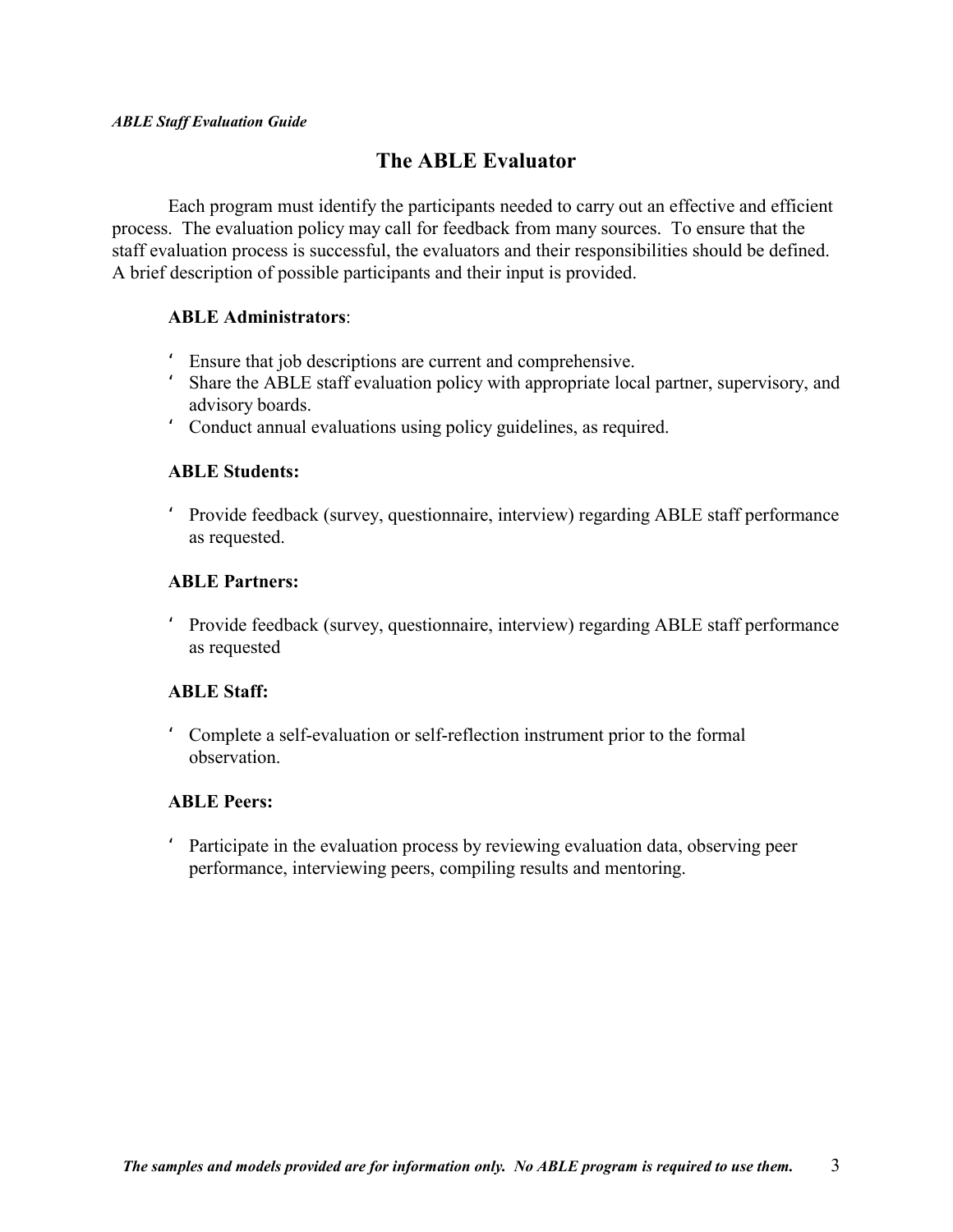# The ABLE Evaluator

Each program must identify the participants needed to carry out an effective and efficient process. The evaluation policy may call for feedback from many sources. To ensure that the staff evaluation process is successful, the evaluators and their responsibilities should be defined. A brief description of possible participants and their input is provided.

**ABLE Administrators**:

- Ensure that job descriptions are current and comprehensive.
- Share the ABLE staff evaluation policy with appropriate local partner, supervisory, and advisory boards.
- Conduct annual evaluations using policy guidelines, as required.

**ABLE Students:**

- Provide feedback (survey, questionnaire, interview) regarding ABLE staff performance as requested.

**ABLE Partners:**

- Provide feedback (survey, questionnaire, interview) regarding ABLE staff performance as requested

**ABLE Staff:**

- Complete a self-evaluation or self-reflection instrument prior to the formal observation.

**ABLE Peers:**

- Participate in the evaluation process by reviewing evaluation data, observing peer performance, interviewing peers, compiling results and mentoring.

***The samples and models provided are for information only. No ABLE program is required to use them.***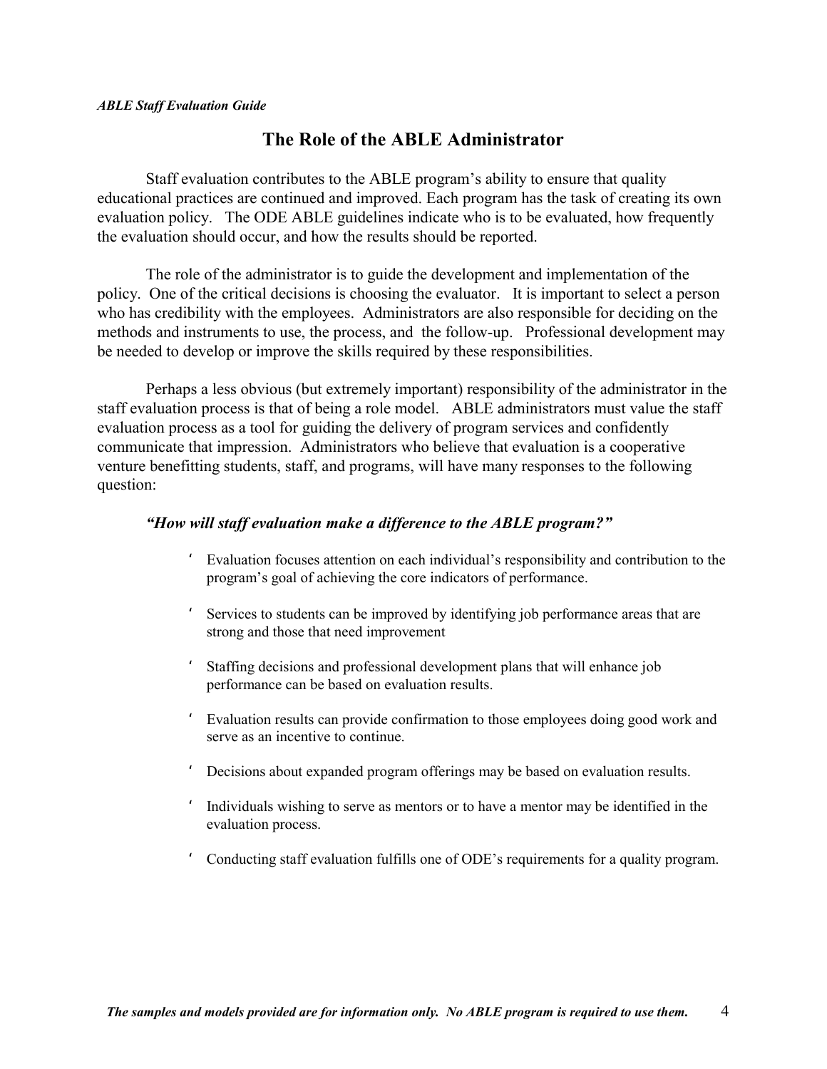# The Role of the ABLE Administrator

Staff evaluation contributes to the ABLE program's ability to ensure that quality educational practices are continued and improved. Each program has the task of creating its own evaluation policy. The ODE ABLE guidelines indicate who is to be evaluated, how frequently the evaluation should occur, and how the results should be reported.

The role of the administrator is to guide the development and implementation of the policy. One of the critical decisions is choosing the evaluator. It is important to select a person who has credibility with the employees. Administrators are also responsible for deciding on the methods and instruments to use, the process, and the follow-up. Professional development may be needed to develop or improve the skills required by these responsibilities.

Perhaps a less obvious (but extremely important) responsibility of the administrator in the staff evaluation process is that of being a role model. ABLE administrators must value the staff evaluation process as a tool for guiding the delivery of program services and confidently communicate that impression. Administrators who believe that evaluation is a cooperative venture benefitting students, staff, and programs, will have many responses to the following question:

***"How will staff evaluation make a difference to the ABLE program?"***

- Evaluation focuses attention on each individual's responsibility and contribution to the program's goal of achieving the core indicators of performance.
- Services to students can be improved by identifying job performance areas that are strong and those that need improvement
- Staffing decisions and professional development plans that will enhance job performance can be based on evaluation results.
- Evaluation results can provide confirmation to those employees doing good work and serve as an incentive to continue.
- Decisions about expanded program offerings may be based on evaluation results.
- Individuals wishing to serve as mentors or to have a mentor may be identified in the evaluation process.
- Conducting staff evaluation fulfills one of ODE's requirements for a quality program.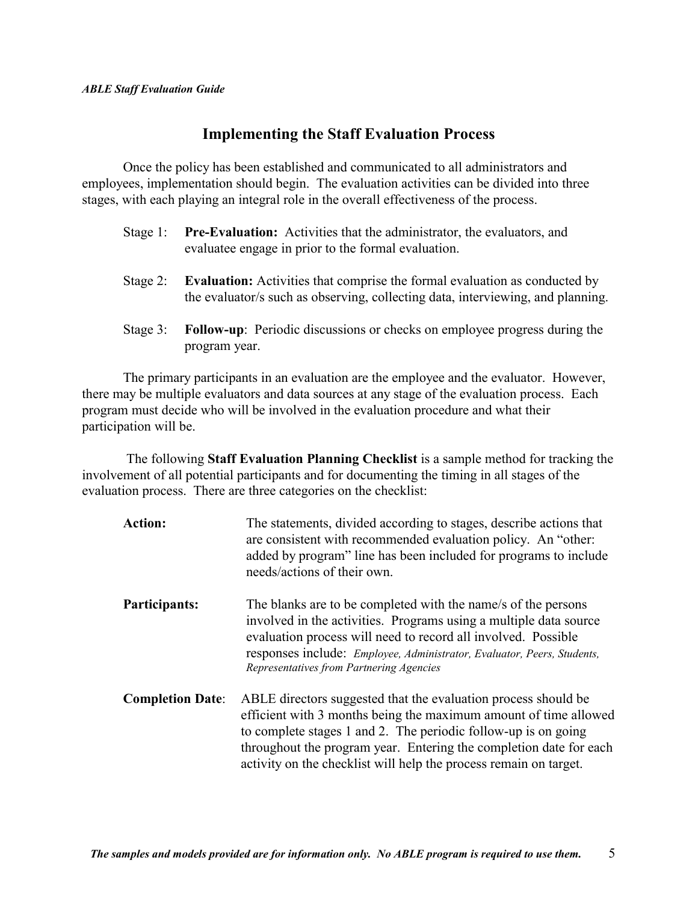## Implementing the Staff Evaluation Process

Once the policy has been established and communicated to all administrators and employees, implementation should begin. The evaluation activities can be divided into three stages, with each playing an integral role in the overall effectiveness of the process.

Stage 1: **Pre-Evaluation:** Activities that the administrator, the evaluators, and evaluatee engage in prior to the formal evaluation.

Stage 2: **Evaluation:** Activities that comprise the formal evaluation as conducted by the evaluator/s such as observing, collecting data, interviewing, and planning.

Stage 3: **Follow-up**: Periodic discussions or checks on employee progress during the program year.

The primary participants in an evaluation are the employee and the evaluator. However, there may be multiple evaluators and data sources at any stage of the evaluation process. Each program must decide who will be involved in the evaluation procedure and what their participation will be.

The following **Staff Evaluation Planning Checklist** is a sample method for tracking the involvement of all potential participants and for documenting the timing in all stages of the evaluation process. There are three categories on the checklist:

**Action:** The statements, divided according to stages, describe actions that are consistent with recommended evaluation policy. An "other: added by program" line has been included for programs to include needs/actions of their own.

**Participants:** The blanks are to be completed with the name/s of the persons involved in the activities. Programs using a multiple data source evaluation process will need to record all involved. Possible responses include: *Employee, Administrator, Evaluator, Peers, Students, Representatives from Partnering Agencies*

**Completion Date**: ABLE directors suggested that the evaluation process should be efficient with 3 months being the maximum amount of time allowed to complete stages 1 and 2. The periodic follow-up is on going throughout the program year. Entering the completion date for each activity on the checklist will help the process remain on target.

***The samples and models provided are for information only. No ABLE program is required to use them.***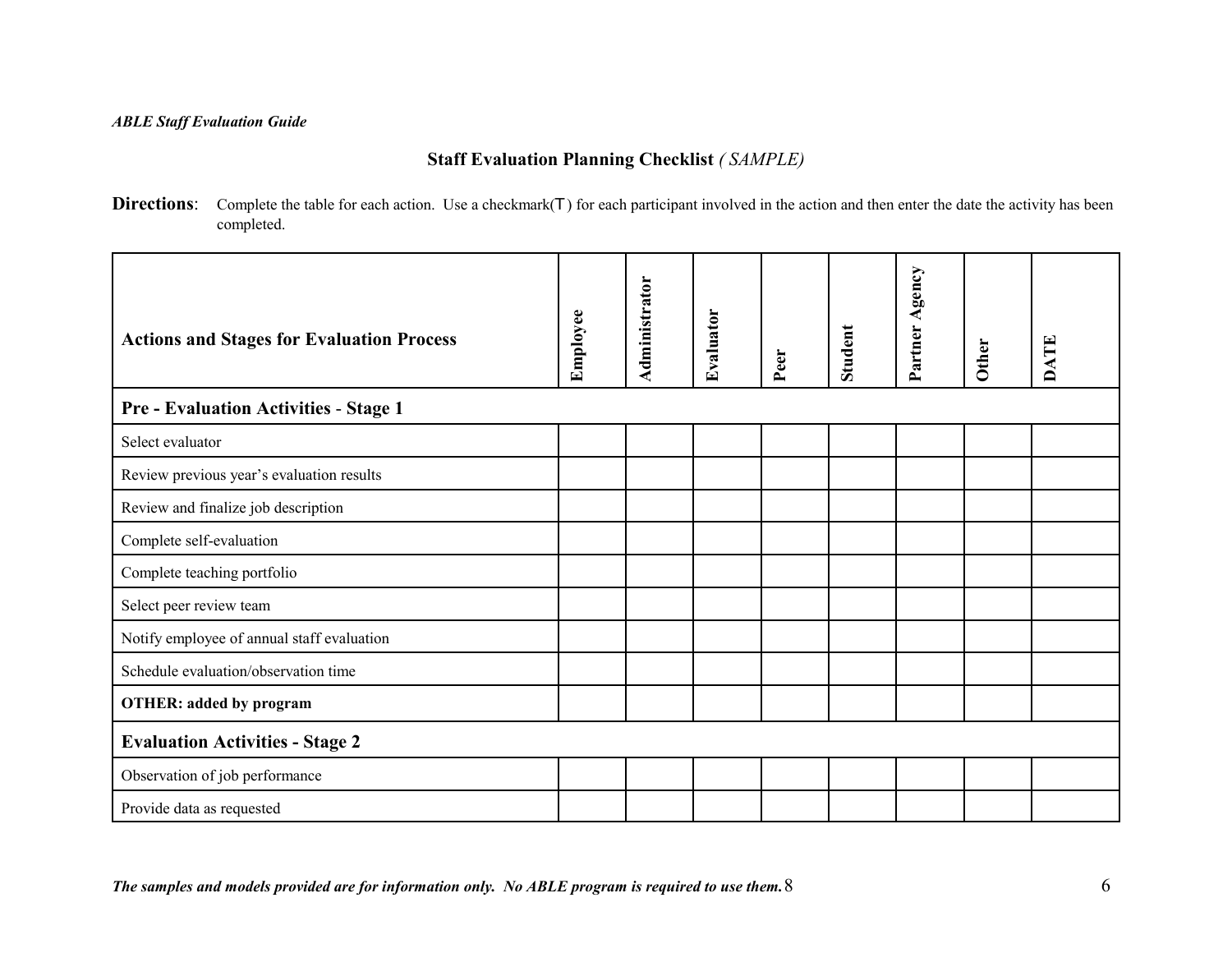## Staff Evaluation Planning Checklist *( SAMPLE)*

**Directions**: Complete the table for each action. Use a checkmark(T) for each participant involved in the action and then enter the date the activity has been completed.

| Actions and Stages for Evaluation Process | Employee | Administrator | Evaluator | Peer | Student | Partner Agency | Other | DATE |
|---|---|---|---|---|---|---|---|---|
| **Pre - Evaluation Activities - Stage 1** | | | | | | | | |
| Select evaluator | | | | | | | | |
| Review previous year's evaluation results | | | | | | | | |
| Review and finalize job description | | | | | | | | |
| Complete self-evaluation | | | | | | | | |
| Complete teaching portfolio | | | | | | | | |
| Select peer review team | | | | | | | | |
| Notify employee of annual staff evaluation | | | | | | | | |
| Schedule evaluation/observation time | | | | | | | | |
| **OTHER: added by program** | | | | | | | | |
| **Evaluation Activities - Stage 2** | | | | | | | | |
| Observation of job performance | | | | | | | | |
| Provide data as requested | | | | | | | | |

***The samples and models provided are for information only. No ABLE program is required to use them.***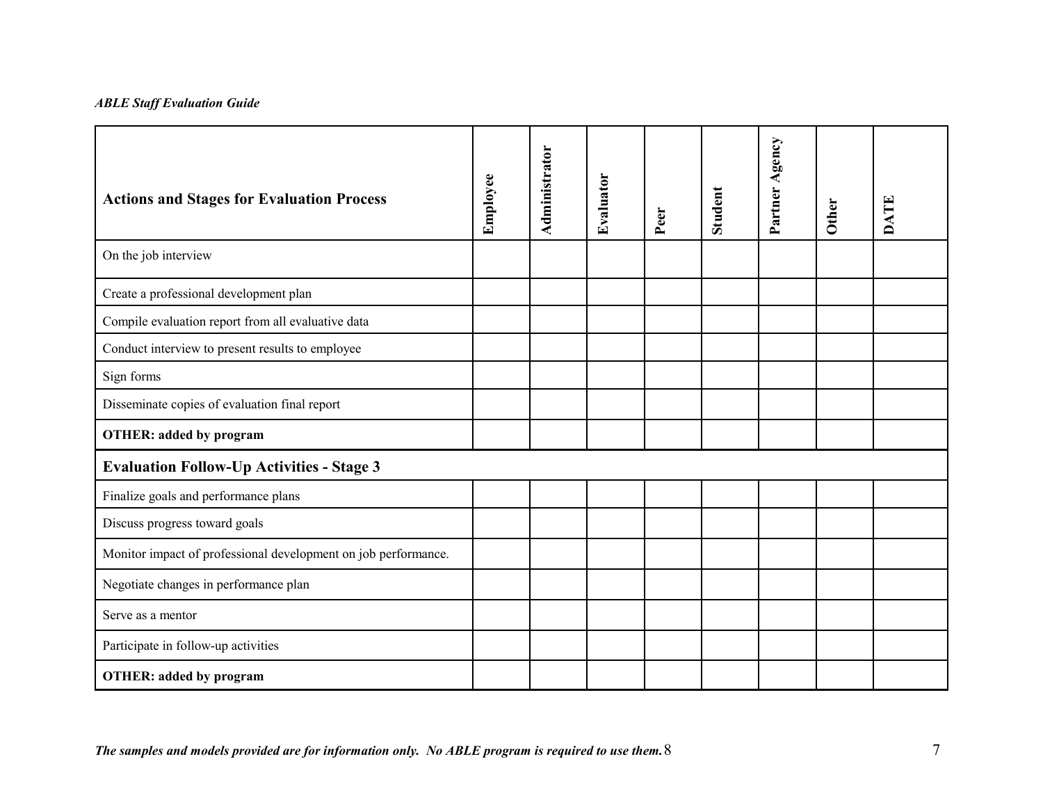| **Actions and Stages for Evaluation Process** | **Employee** | **Administrator** | **Evaluator** | **Peer** | **Student** | **Partner Agency** | **Other** | **DATE** |
|---|---|---|---|---|---|---|---|---|
| On the job interview | | | | | | | | |
| Create a professional development plan | | | | | | | | |
| Compile evaluation report from all evaluative data | | | | | | | | |
| Conduct interview to present results to employee | | | | | | | | |
| Sign forms | | | | | | | | |
| Disseminate copies of evaluation final report | | | | | | | | |
| **OTHER: added by program** | | | | | | | | |
| **Evaluation Follow-Up Activities - Stage 3** | | | | | | | | |
| Finalize goals and performance plans | | | | | | | | |
| Discuss progress toward goals | | | | | | | | |
| Monitor impact of professional development on job performance. | | | | | | | | |
| Negotiate changes in performance plan | | | | | | | | |
| Serve as a mentor | | | | | | | | |
| Participate in follow-up activities | | | | | | | | |
| **OTHER: added by program** | | | | | | | | |

***The samples and models provided are for information only. No ABLE program is required to use them.***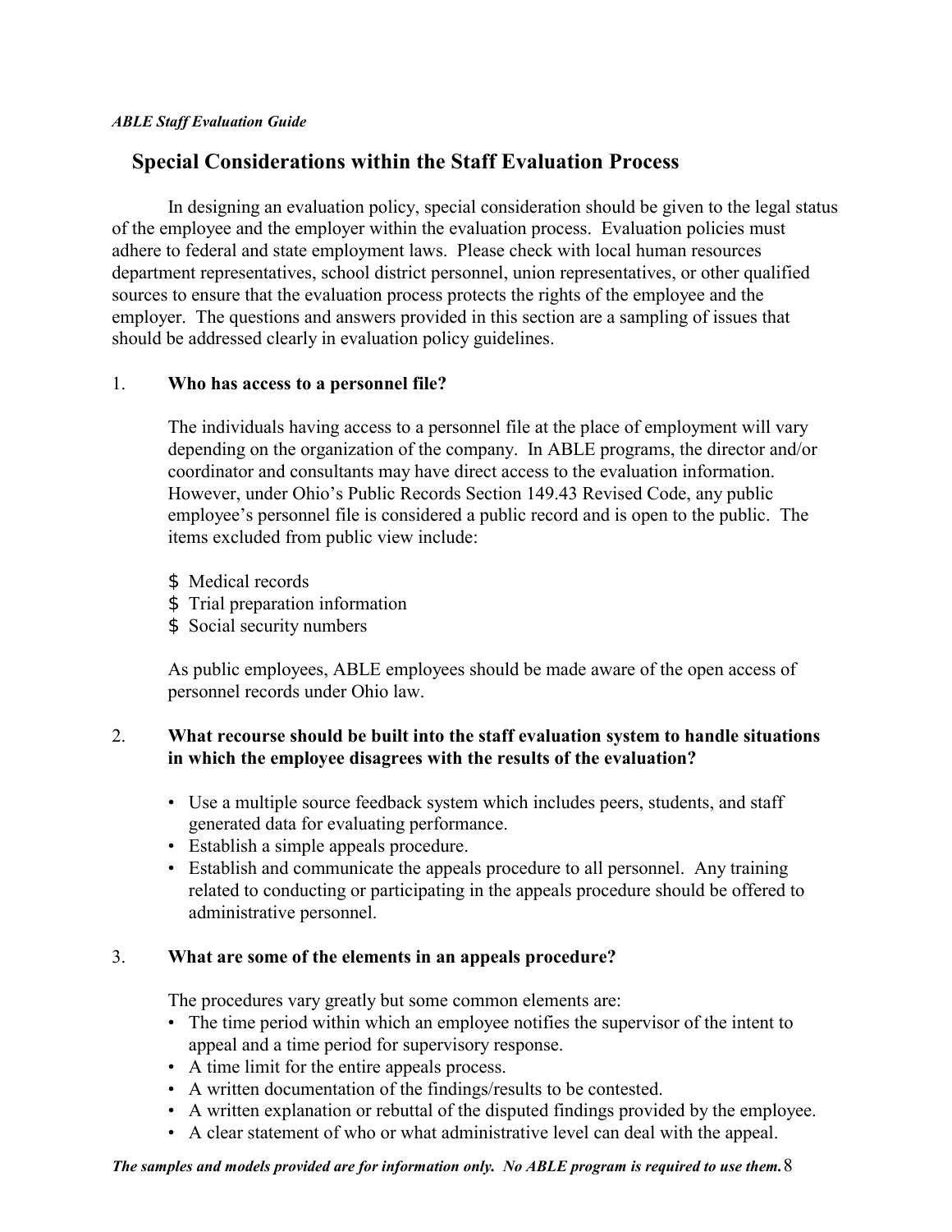## Special Considerations within the Staff Evaluation Process

In designing an evaluation policy, special consideration should be given to the legal status of the employee and the employer within the evaluation process. Evaluation policies must adhere to federal and state employment laws. Please check with local human resources department representatives, school district personnel, union representatives, or other qualified sources to ensure that the evaluation process protects the rights of the employee and the employer. The questions and answers provided in this section are a sampling of issues that should be addressed clearly in evaluation policy guidelines.

1. **Who has access to a personnel file?**

   The individuals having access to a personnel file at the place of employment will vary depending on the organization of the company. In ABLE programs, the director and/or coordinator and consultants may have direct access to the evaluation information. However, under Ohio's Public Records Section 149.43 Revised Code, any public employee's personnel file is considered a public record and is open to the public. The items excluded from public view include:

   - Medical records
   - Trial preparation information
   - Social security numbers

   As public employees, ABLE employees should be made aware of the open access of personnel records under Ohio law.

2. **What recourse should be built into the staff evaluation system to handle situations in which the employee disagrees with the results of the evaluation?**

   - Use a multiple source feedback system which includes peers, students, and staff generated data for evaluating performance.
   - Establish a simple appeals procedure.
   - Establish and communicate the appeals procedure to all personnel. Any training related to conducting or participating in the appeals procedure should be offered to administrative personnel.

3. **What are some of the elements in an appeals procedure?**

   The procedures vary greatly but some common elements are:
   - The time period within which an employee notifies the supervisor of the intent to appeal and a time period for supervisory response.
   - A time limit for the entire appeals process.
   - A written documentation of the findings/results to be contested.
   - A written explanation or rebuttal of the disputed findings provided by the employee.
   - A clear statement of who or what administrative level can deal with the appeal.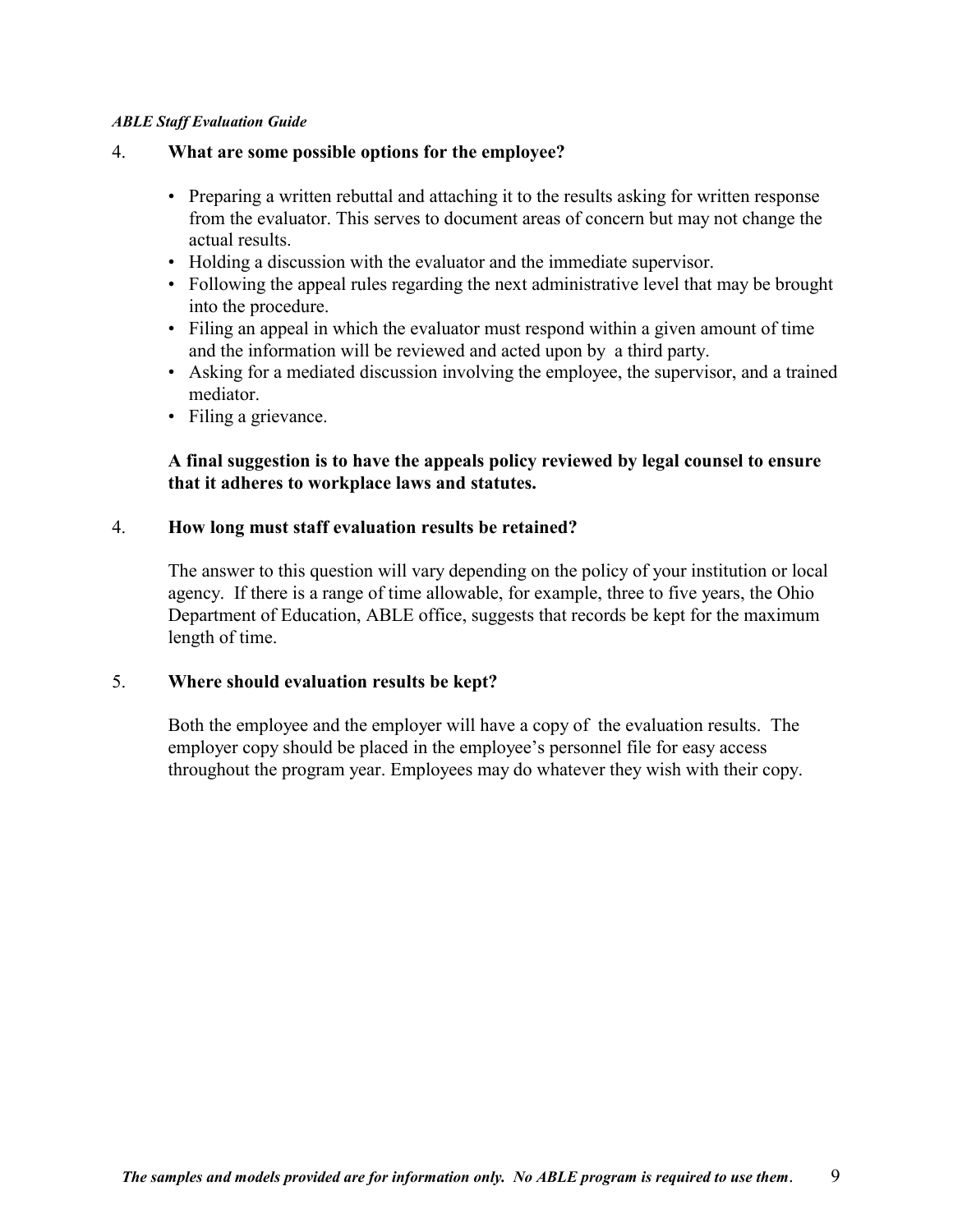4. **What are some possible options for the employee?**

- Preparing a written rebuttal and attaching it to the results asking for written response from the evaluator. This serves to document areas of concern but may not change the actual results.
- Holding a discussion with the evaluator and the immediate supervisor.
- Following the appeal rules regarding the next administrative level that may be brought into the procedure.
- Filing an appeal in which the evaluator must respond within a given amount of time and the information will be reviewed and acted upon by a third party.
- Asking for a mediated discussion involving the employee, the supervisor, and a trained mediator.
- Filing a grievance.

**A final suggestion is to have the appeals policy reviewed by legal counsel to ensure that it adheres to workplace laws and statutes.**

4. **How long must staff evaluation results be retained?**

The answer to this question will vary depending on the policy of your institution or local agency. If there is a range of time allowable, for example, three to five years, the Ohio Department of Education, ABLE office, suggests that records be kept for the maximum length of time.

5. **Where should evaluation results be kept?**

Both the employee and the employer will have a copy of the evaluation results. The employer copy should be placed in the employee's personnel file for easy access throughout the program year. Employees may do whatever they wish with their copy.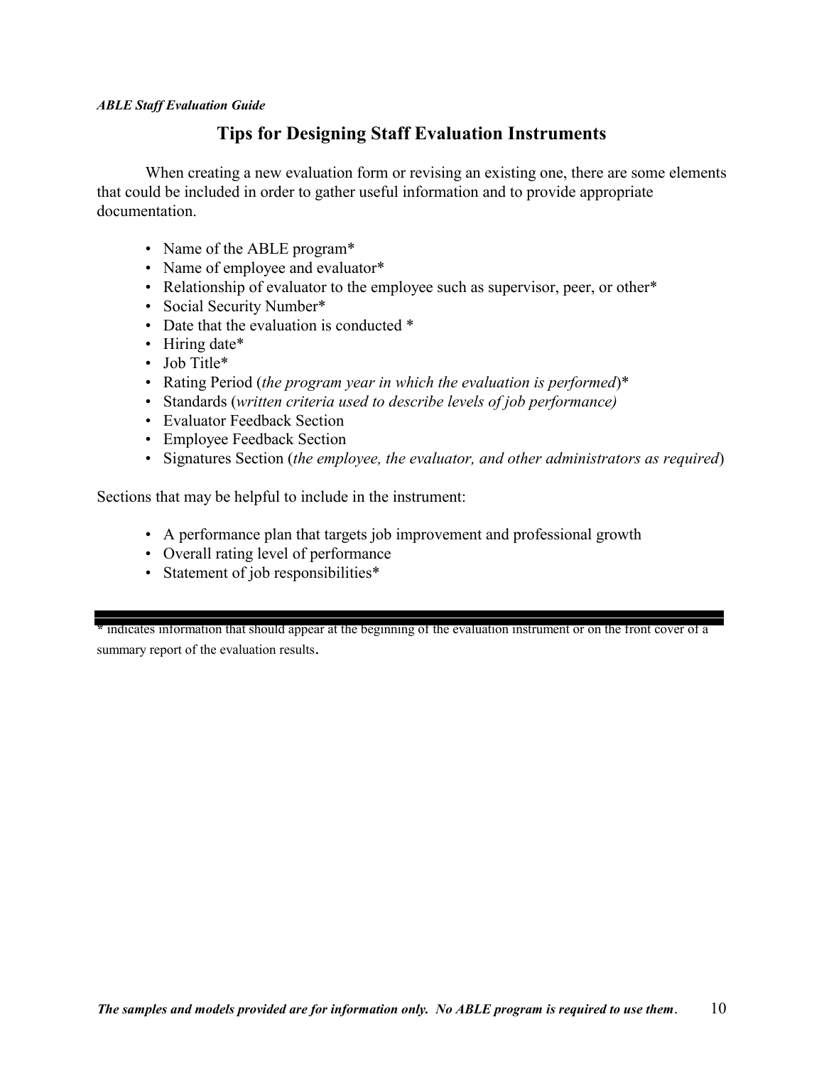# Tips for Designing Staff Evaluation Instruments

When creating a new evaluation form or revising an existing one, there are some elements that could be included in order to gather useful information and to provide appropriate documentation.

- Name of the ABLE program*
- Name of employee and evaluator*
- Relationship of evaluator to the employee such as supervisor, peer, or other*
- Social Security Number*
- Date that the evaluation is conducted *
- Hiring date*
- Job Title*
- Rating Period (*the program year in which the evaluation is performed*)*
- Standards (*written criteria used to describe levels of job performance)*
- Evaluator Feedback Section
- Employee Feedback Section
- Signatures Section (*the employee, the evaluator, and other administrators as required*)

Sections that may be helpful to include in the instrument:

- A performance plan that targets job improvement and professional growth
- Overall rating level of performance
- Statement of job responsibilities*

---

\* indicates information that should appear at the beginning of the evaluation instrument or on the front cover of a summary report of the evaluation results.

***The samples and models provided are for information only. No ABLE program is required to use them.***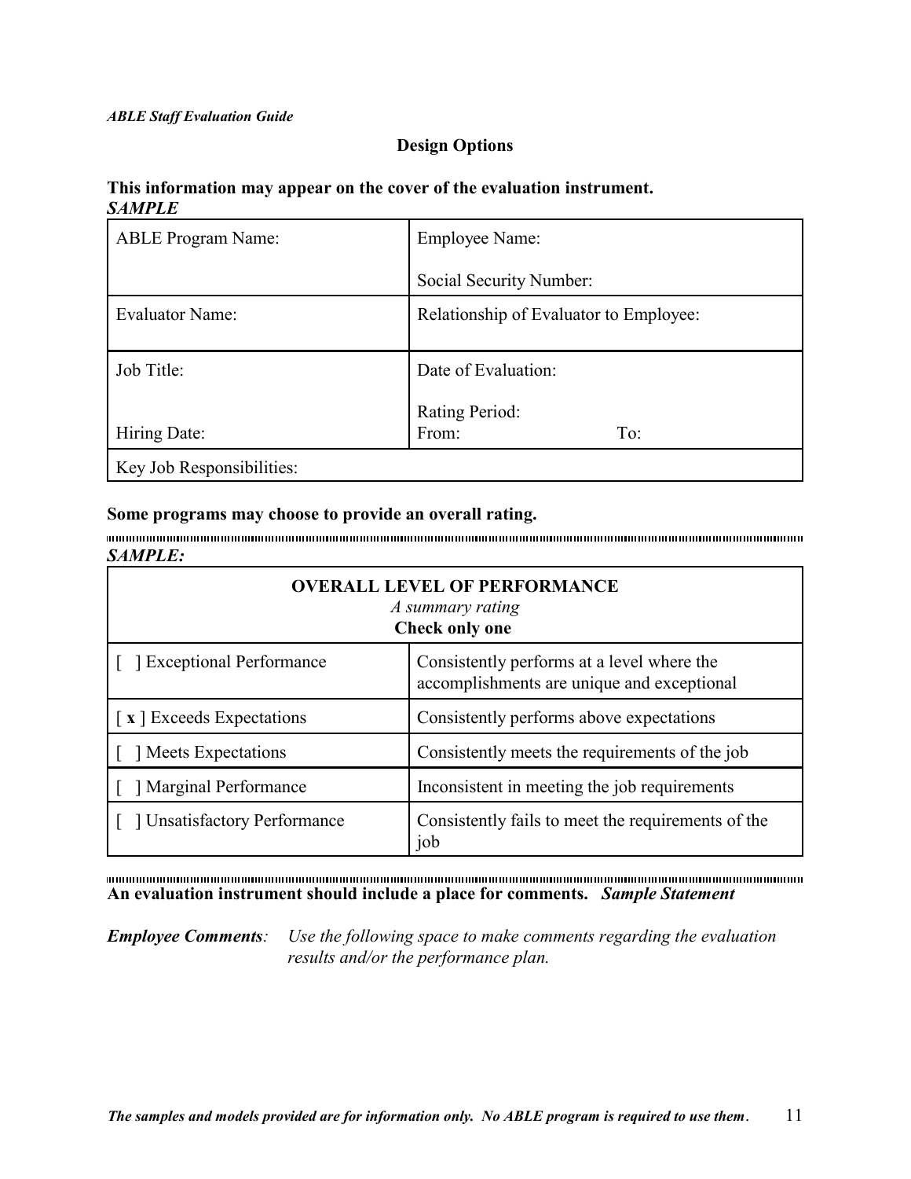## Design Options

**This information may appear on the cover of the evaluation instrument.**
***SAMPLE***

| ABLE Program Name: | Employee Name:<br><br>Social Security Number: |
|---|---|
| Evaluator Name: | Relationship of Evaluator to Employee: |
| Job Title:<br><br>Hiring Date: | Date of Evaluation:<br><br>Rating Period:<br>From: To: |
| Key Job Responsibilities: | |

**Some programs may choose to provide an overall rating.**

***SAMPLE:***

| **OVERALL LEVEL OF PERFORMANCE**<br>*A summary rating*<br>**Check only one** | |
|---|---|
| [ ] Exceptional Performance | Consistently performs at a level where the accomplishments are unique and exceptional |
| [ **x** ] Exceeds Expectations | Consistently performs above expectations |
| [ ] Meets Expectations | Consistently meets the requirements of the job |
| [ ] Marginal Performance | Inconsistent in meeting the job requirements |
| [ ] Unsatisfactory Performance | Consistently fails to meet the requirements of the job |

**An evaluation instrument should include a place for comments.** ***Sample Statement***

***Employee Comments****:* *Use the following space to make comments regarding the evaluation results and/or the performance plan.*

***The samples and models provided are for information only. No ABLE program is required to use them.***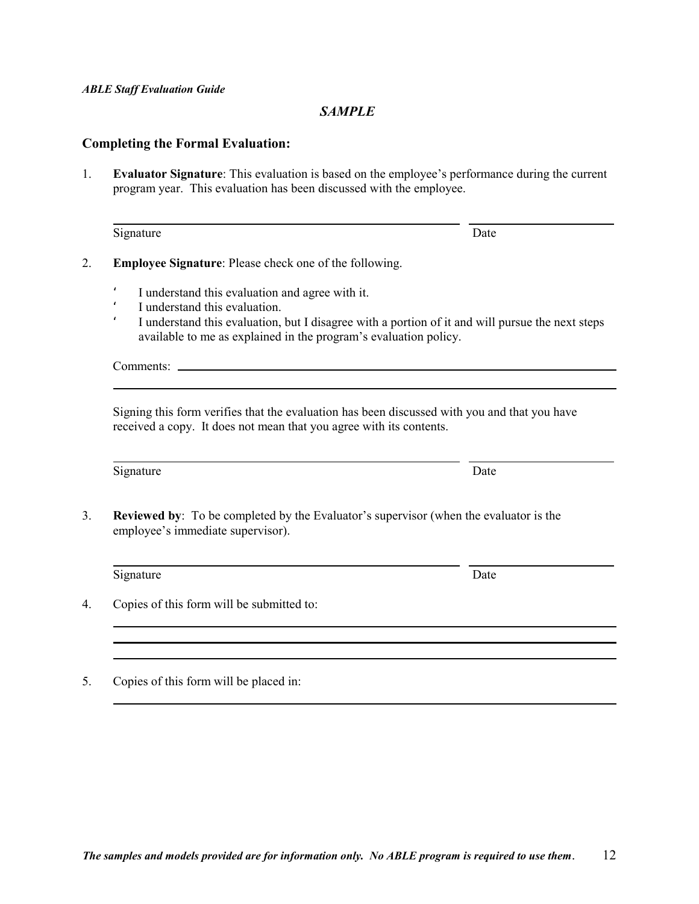*SAMPLE*

## Completing the Formal Evaluation:

1. **Evaluator Signature**: This evaluation is based on the employee's performance during the current program year. This evaluation has been discussed with the employee.

   ______________________________________________ ________________

   Signature Date

2. **Employee Signature**: Please check one of the following.

   - I understand this evaluation and agree with it.
   - I understand this evaluation.
   - I understand this evaluation, but I disagree with a portion of it and will pursue the next steps available to me as explained in the program's evaluation policy.

   Comments: ______________________________________________

   ______________________________________________

   Signing this form verifies that the evaluation has been discussed with you and that you have received a copy. It does not mean that you agree with its contents.

   ______________________________________________ ________________

   Signature Date

3. **Reviewed by**: To be completed by the Evaluator's supervisor (when the evaluator is the employee's immediate supervisor).

   ______________________________________________ ________________

   Signature Date

4. Copies of this form will be submitted to:

   ______________________________________________

   ______________________________________________

   ______________________________________________

5. Copies of this form will be placed in:

   ______________________________________________

***The samples and models provided are for information only. No ABLE program is required to use them.***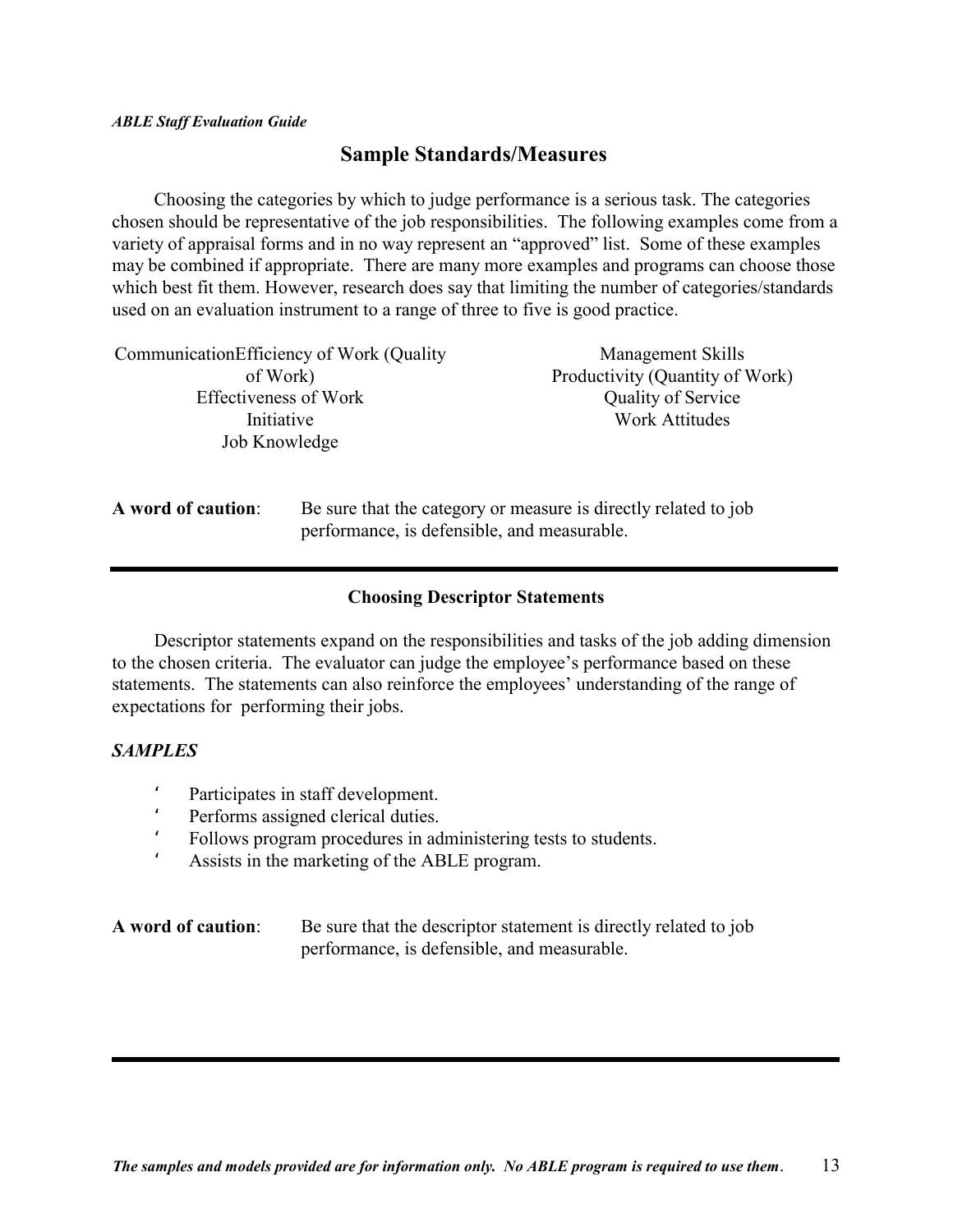## Sample Standards/Measures

Choosing the categories by which to judge performance is a serious task. The categories chosen should be representative of the job responsibilities. The following examples come from a variety of appraisal forms and in no way represent an "approved" list. Some of these examples may be combined if appropriate. There are many more examples and programs can choose those which best fit them. However, research does say that limiting the number of categories/standards used on an evaluation instrument to a range of three to five is good practice.

- Communication
- Efficiency of Work (Quality of Work)
- Effectiveness of Work
- Initiative
- Job Knowledge
- Management Skills
- Productivity (Quantity of Work)
- Quality of Service
- Work Attitudes

**A word of caution**: Be sure that the category or measure is directly related to job performance, is defensible, and measurable.

---

### Choosing Descriptor Statements

Descriptor statements expand on the responsibilities and tasks of the job adding dimension to the chosen criteria. The evaluator can judge the employee's performance based on these statements. The statements can also reinforce the employees' understanding of the range of expectations for performing their jobs.

***SAMPLES***

- Participates in staff development.
- Performs assigned clerical duties.
- Follows program procedures in administering tests to students.
- Assists in the marketing of the ABLE program.

**A word of caution**: Be sure that the descriptor statement is directly related to job performance, is defensible, and measurable.

---

***The samples and models provided are for information only. No ABLE program is required to use them.***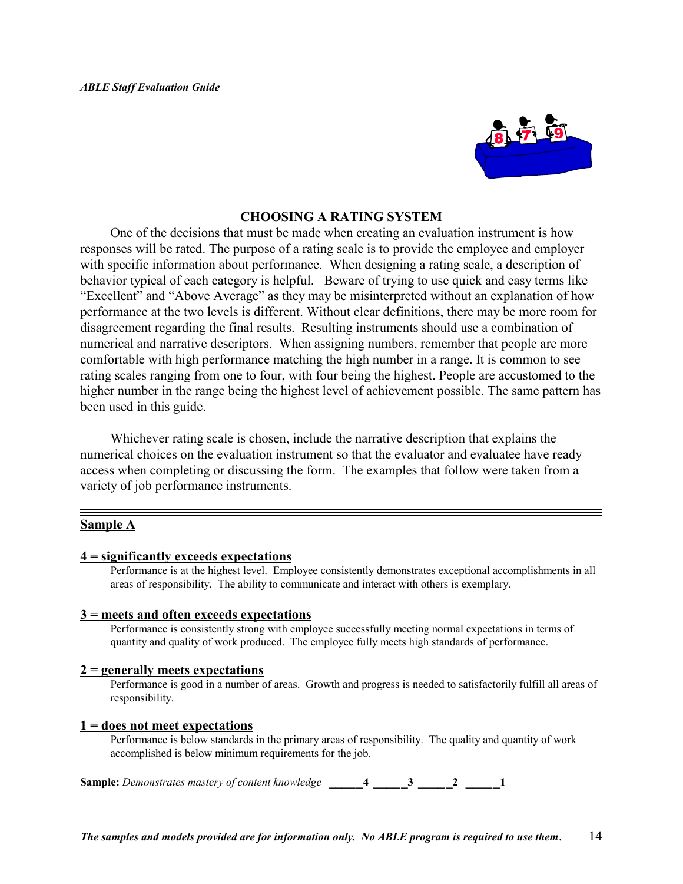## CHOOSING A RATING SYSTEM

One of the decisions that must be made when creating an evaluation instrument is how responses will be rated. The purpose of a rating scale is to provide the employee and employer with specific information about performance. When designing a rating scale, a description of behavior typical of each category is helpful. Beware of trying to use quick and easy terms like "Excellent" and "Above Average" as they may be misinterpreted without an explanation of how performance at the two levels is different. Without clear definitions, there may be more room for disagreement regarding the final results. Resulting instruments should use a combination of numerical and narrative descriptors. When assigning numbers, remember that people are more comfortable with high performance matching the high number in a range. It is common to see rating scales ranging from one to four, with four being the highest. People are accustomed to the higher number in the range being the highest level of achievement possible. The same pattern has been used in this guide.

Whichever rating scale is chosen, include the narrative description that explains the numerical choices on the evaluation instrument so that the evaluator and evaluatee have ready access when completing or discussing the form. The examples that follow were taken from a variety of job performance instruments.

---

### Sample A

**4 = significantly exceeds expectations**

Performance is at the highest level. Employee consistently demonstrates exceptional accomplishments in all areas of responsibility. The ability to communicate and interact with others is exemplary.

**3 = meets and often exceeds expectations**

Performance is consistently strong with employee successfully meeting normal expectations in terms of quantity and quality of work produced. The employee fully meets high standards of performance.

**2 = generally meets expectations**

Performance is good in a number of areas. Growth and progress is needed to satisfactorily fulfill all areas of responsibility.

**1 = does not meet expectations**

Performance is below standards in the primary areas of responsibility. The quality and quantity of work accomplished is below minimum requirements for the job.

**Sample:** *Demonstrates mastery of content knowledge* ______4 ______3 ______2 ______1

*The samples and models provided are for information only. No ABLE program is required to use them.*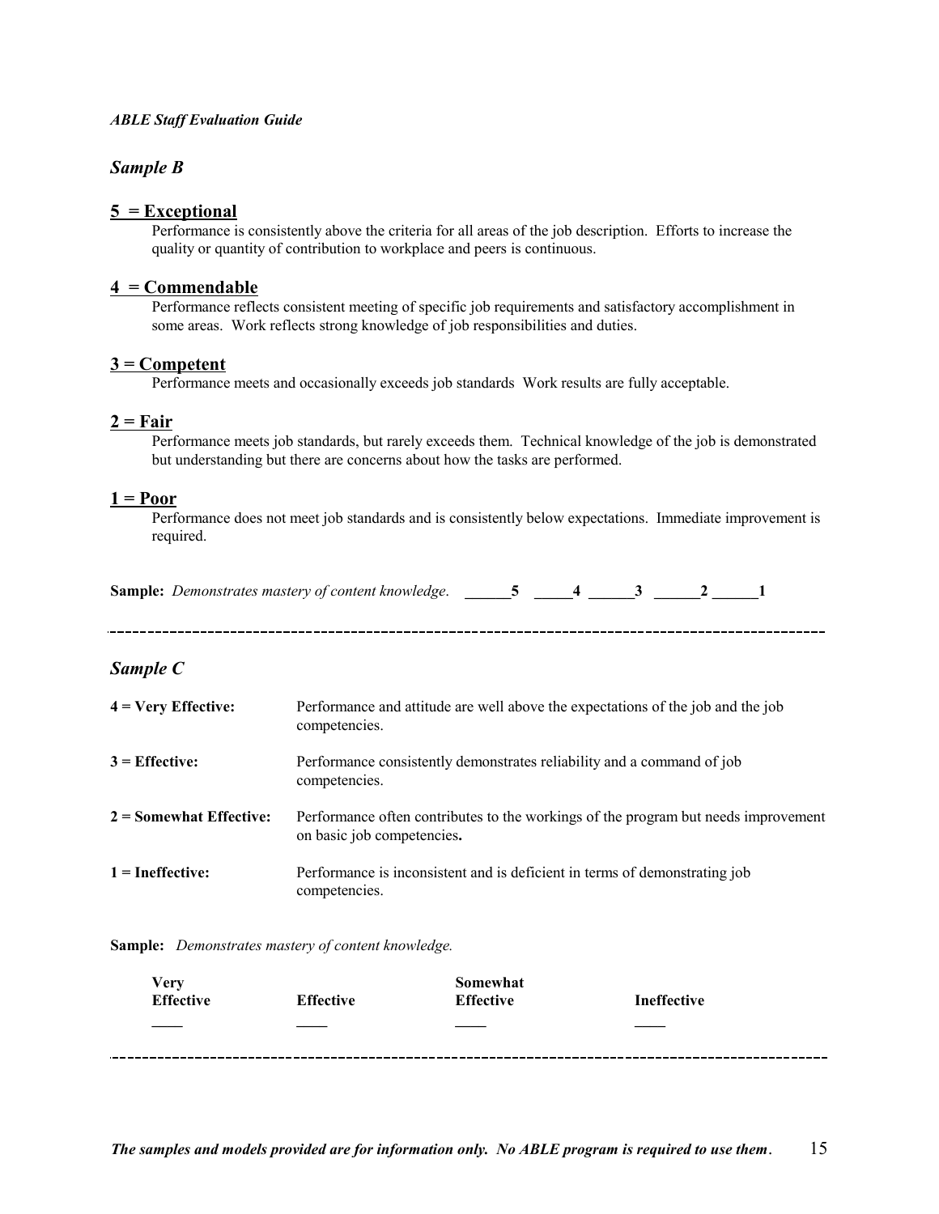## *Sample B*

### **<u>5 = Exceptional</u>**

Performance is consistently above the criteria for all areas of the job description. Efforts to increase the quality or quantity of contribution to workplace and peers is continuous.

### **<u>4 = Commendable</u>**

Performance reflects consistent meeting of specific job requirements and satisfactory accomplishment in some areas. Work reflects strong knowledge of job responsibilities and duties.

### **<u>3 = Competent</u>**

Performance meets and occasionally exceeds job standards Work results are fully acceptable.

### **<u>2 = Fair</u>**

Performance meets job standards, but rarely exceeds them. Technical knowledge of the job is demonstrated but understanding but there are concerns about how the tasks are performed.

### **<u>1 = Poor</u>**

Performance does not meet job standards and is consistently below expectations. Immediate improvement is required.

**Sample:** *Demonstrates mastery of content knowledge*. **______5 _____4 ______3 ______2 ______1**

---

## *Sample C*

| | |
|---|---|
| **4 = Very Effective:** | Performance and attitude are well above the expectations of the job and the job competencies. |
| **3 = Effective:** | Performance consistently demonstrates reliability and a command of job competencies. |
| **2 = Somewhat Effective:** | Performance often contributes to the workings of the program but needs improvement on basic job competencies**.** |
| **1 = Ineffective:** | Performance is inconsistent and is deficient in terms of demonstrating job competencies. |

**Sample:** *Demonstrates mastery of content knowledge.*

| Very Effective | Effective | Somewhat Effective | Ineffective |
|---|---|---|---|
| ____ | ____ | ____ | ____ |

---

***The samples and models provided are for information only. No ABLE program is required to use them*.**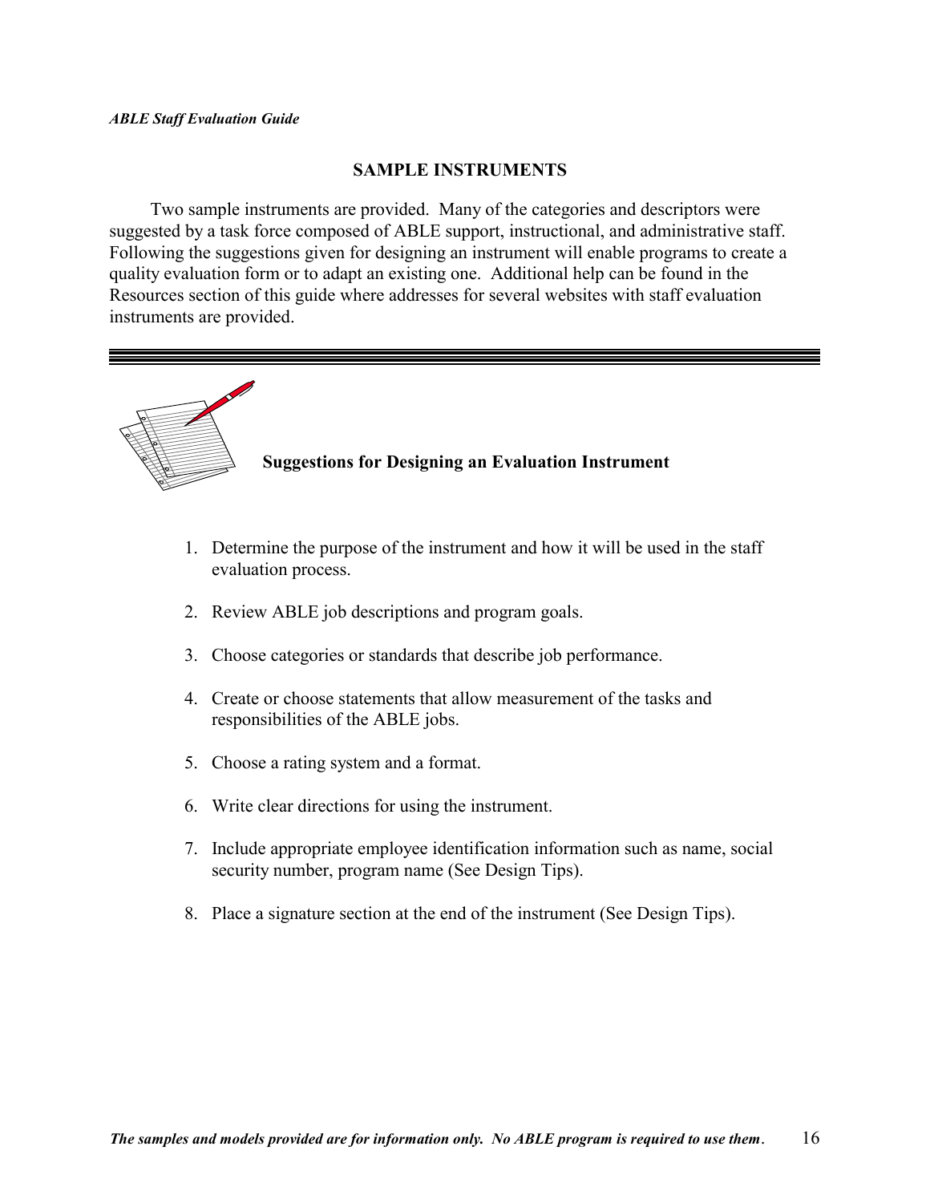## SAMPLE INSTRUMENTS

Two sample instruments are provided. Many of the categories and descriptors were suggested by a task force composed of ABLE support, instructional, and administrative staff. Following the suggestions given for designing an instrument will enable programs to create a quality evaluation form or to adapt an existing one. Additional help can be found in the Resources section of this guide where addresses for several websites with staff evaluation instruments are provided.

### Suggestions for Designing an Evaluation Instrument

1. Determine the purpose of the instrument and how it will be used in the staff evaluation process.
2. Review ABLE job descriptions and program goals.
3. Choose categories or standards that describe job performance.
4. Create or choose statements that allow measurement of the tasks and responsibilities of the ABLE jobs.
5. Choose a rating system and a format.
6. Write clear directions for using the instrument.
7. Include appropriate employee identification information such as name, social security number, program name (See Design Tips).
8. Place a signature section at the end of the instrument (See Design Tips).

***The samples and models provided are for information only. No ABLE program is required to use them.***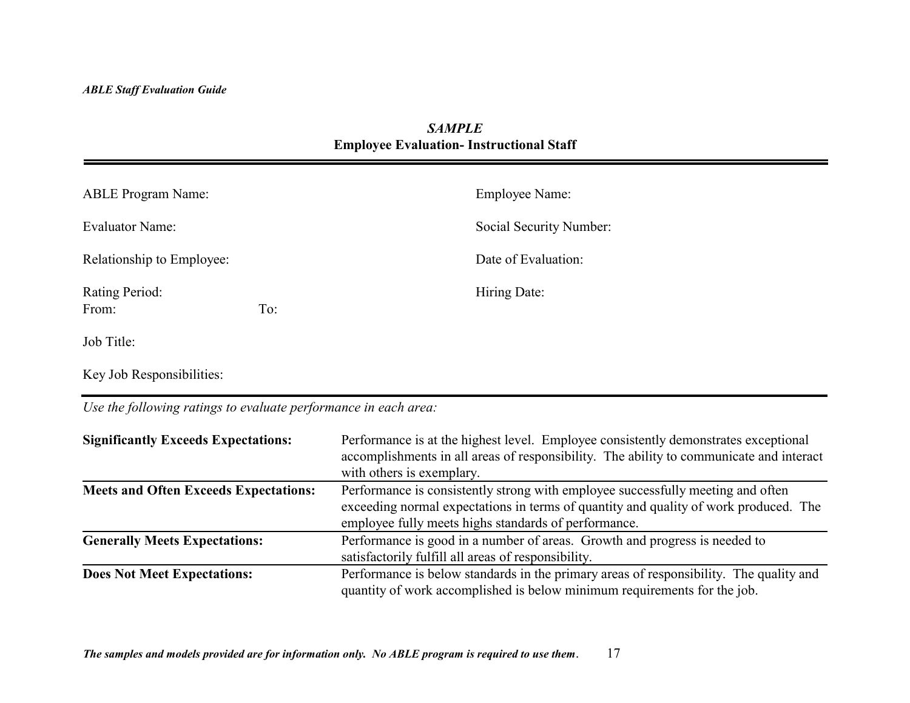***SAMPLE***

**Employee Evaluation- Instructional Staff**

---

ABLE Program Name:

Employee Name:

Evaluator Name:

Social Security Number:

Relationship to Employee:

Date of Evaluation:

Rating Period:
From: To:

Hiring Date:

Job Title:

Key Job Responsibilities:

---

*Use the following ratings to evaluate performance in each area:*

| | |
|---|---|
| **Significantly Exceeds Expectations:** | Performance is at the highest level. Employee consistently demonstrates exceptional accomplishments in all areas of responsibility. The ability to communicate and interact with others is exemplary. |
| **Meets and Often Exceeds Expectations:** | Performance is consistently strong with employee successfully meeting and often exceeding normal expectations in terms of quantity and quality of work produced. The employee fully meets highs standards of performance. |
| **Generally Meets Expectations:** | Performance is good in a number of areas. Growth and progress is needed to satisfactorily fulfill all areas of responsibility. |
| **Does Not Meet Expectations:** | Performance is below standards in the primary areas of responsibility. The quality and quantity of work accomplished is below minimum requirements for the job. |

***The samples and models provided are for information only. No ABLE program is required to use them.***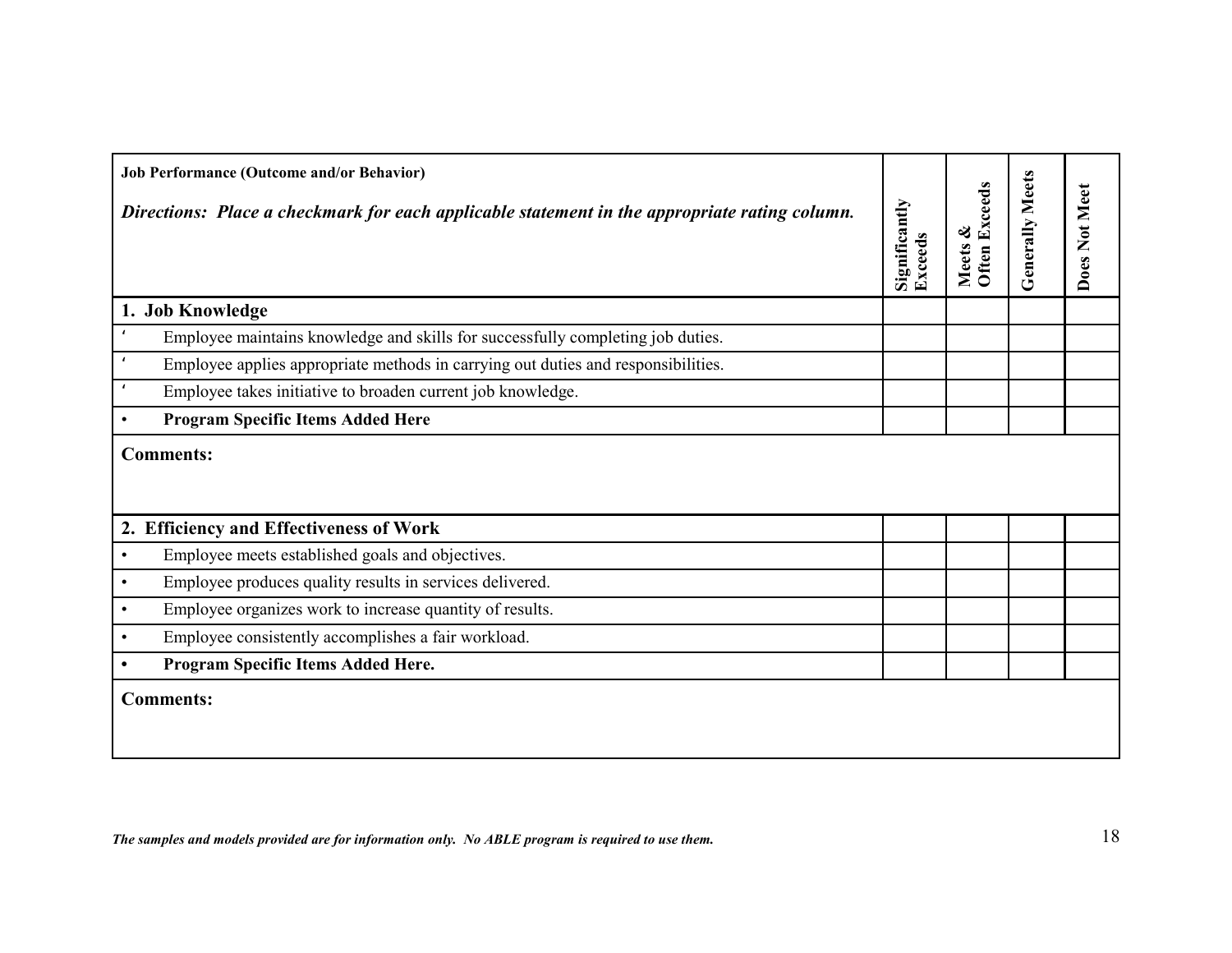| **Job Performance (Outcome and/or Behavior)**<br><br>***Directions: Place a checkmark for each applicable statement in the appropriate rating column.*** | **Significantly Exceeds** | **Meets & Often Exceeds** | **Generally Meets** | **Does Not Meet** |
|---|---|---|---|---|
| **1. Job Knowledge** | | | | |
| ‘ Employee maintains knowledge and skills for successfully completing job duties. | | | | |
| ‘ Employee applies appropriate methods in carrying out duties and responsibilities. | | | | |
| ‘ Employee takes initiative to broaden current job knowledge. | | | | |
| • **Program Specific Items Added Here** | | | | |
| **Comments:** | | | | |
| **2. Efficiency and Effectiveness of Work** | | | | |
| • Employee meets established goals and objectives. | | | | |
| • Employee produces quality results in services delivered. | | | | |
| • Employee organizes work to increase quantity of results. | | | | |
| • Employee consistently accomplishes a fair workload. | | | | |
| • **Program Specific Items Added Here.** | | | | |
| **Comments:** | | | | |

***The samples and models provided are for information only. No ABLE program is required to use them.***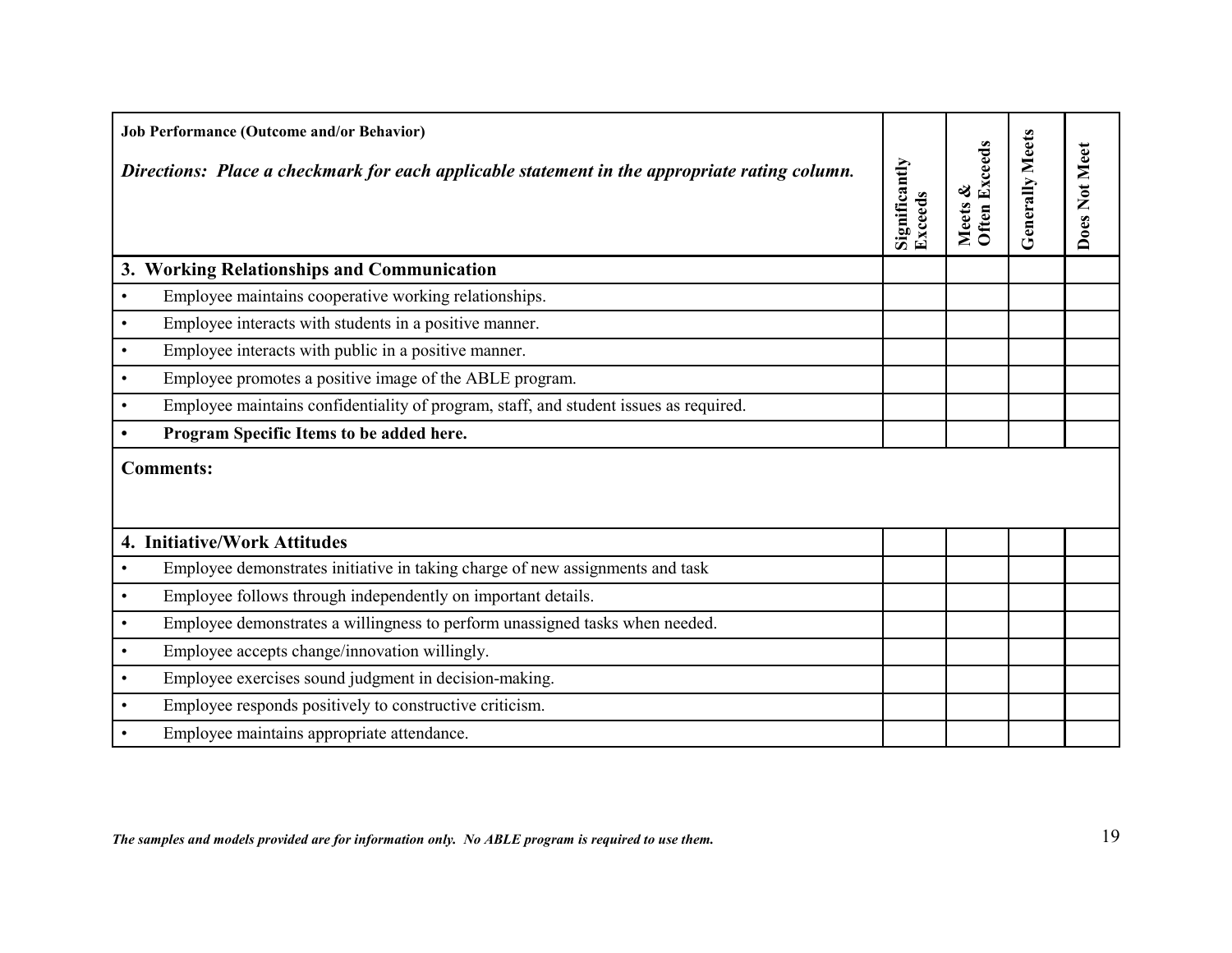| **Job Performance (Outcome and/or Behavior)**<br>***Directions: Place a checkmark for each applicable statement in the appropriate rating column.*** | **Significantly Exceeds** | **Meets & Often Exceeds** | **Generally Meets** | **Does Not Meet** |
|---|---|---|---|---|
| **3. Working Relationships and Communication** | | | | |
| • Employee maintains cooperative working relationships. | | | | |
| • Employee interacts with students in a positive manner. | | | | |
| • Employee interacts with public in a positive manner. | | | | |
| • Employee promotes a positive image of the ABLE program. | | | | |
| • Employee maintains confidentiality of program, staff, and student issues as required. | | | | |
| • **Program Specific Items to be added here.** | | | | |
| **Comments:** | | | | |
| **4. Initiative/Work Attitudes** | | | | |
| • Employee demonstrates initiative in taking charge of new assignments and task | | | | |
| • Employee follows through independently on important details. | | | | |
| • Employee demonstrates a willingness to perform unassigned tasks when needed. | | | | |
| • Employee accepts change/innovation willingly. | | | | |
| • Employee exercises sound judgment in decision-making. | | | | |
| • Employee responds positively to constructive criticism. | | | | |
| • Employee maintains appropriate attendance. | | | | |

***The samples and models provided are for information only. No ABLE program is required to use them.***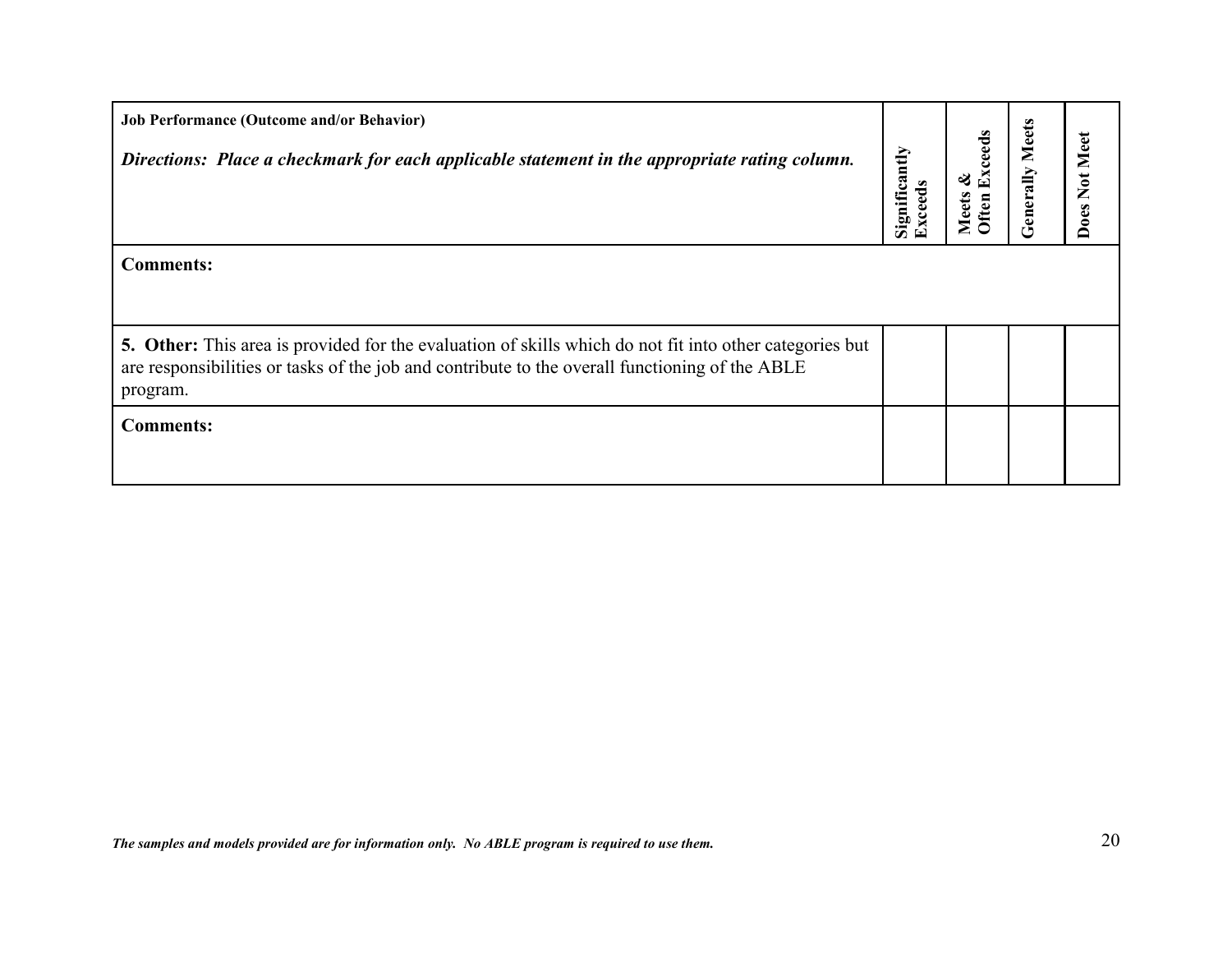| **Job Performance (Outcome and/or Behavior)**<br><br>***Directions: Place a checkmark for each applicable statement in the appropriate rating column.*** | **Significantly Exceeds** | **Meets & Often Exceeds** | **Generally Meets** | **Does Not Meet** |
|---|---|---|---|---|
| **Comments:** | | | | |
| **5. Other:** This area is provided for the evaluation of skills which do not fit into other categories but are responsibilities or tasks of the job and contribute to the overall functioning of the ABLE program. | | | | |
| **Comments:** | | | | |

***The samples and models provided are for information only. No ABLE program is required to use them.***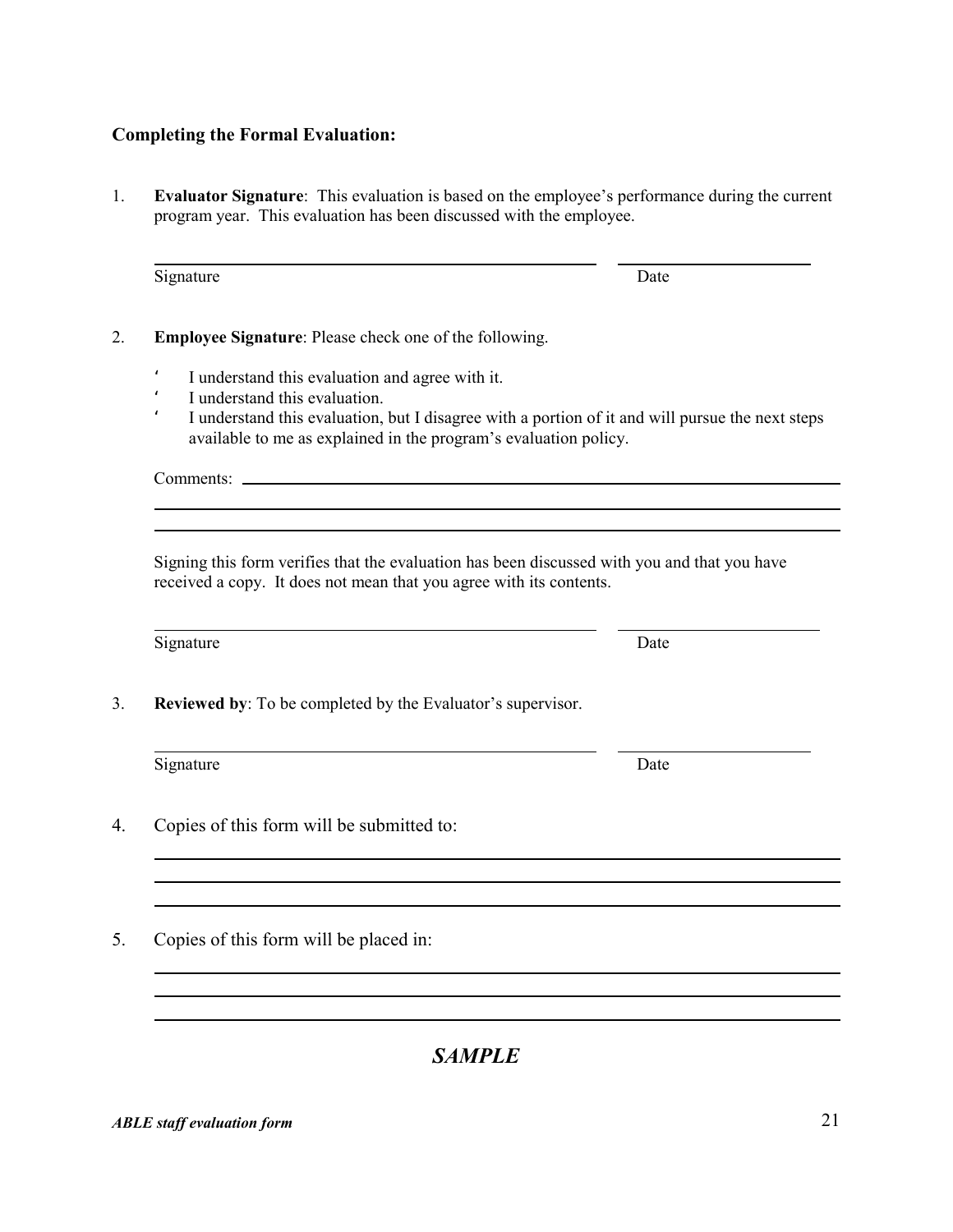**Completing the Formal Evaluation:**

1. **Evaluator Signature**: This evaluation is based on the employee's performance during the current program year. This evaluation has been discussed with the employee.

   ______________________________________________ ____________________
   Signature Date

2. **Employee Signature**: Please check one of the following.

   - I understand this evaluation and agree with it.
   - I understand this evaluation.
   - I understand this evaluation, but I disagree with a portion of it and will pursue the next steps available to me as explained in the program's evaluation policy.

   Comments: ______________________________________________________________
   ________________________________________________________________________
   ________________________________________________________________________

   Signing this form verifies that the evaluation has been discussed with you and that you have received a copy. It does not mean that you agree with its contents.

   ______________________________________________ ____________________
   Signature Date

3. **Reviewed by**: To be completed by the Evaluator's supervisor.

   ______________________________________________ ____________________
   Signature Date

4. Copies of this form will be submitted to:

   ________________________________________________________________________
   ________________________________________________________________________
   ________________________________________________________________________

5. Copies of this form will be placed in:

   ________________________________________________________________________
   ________________________________________________________________________
   ________________________________________________________________________

***SAMPLE***

***ABLE staff evaluation form***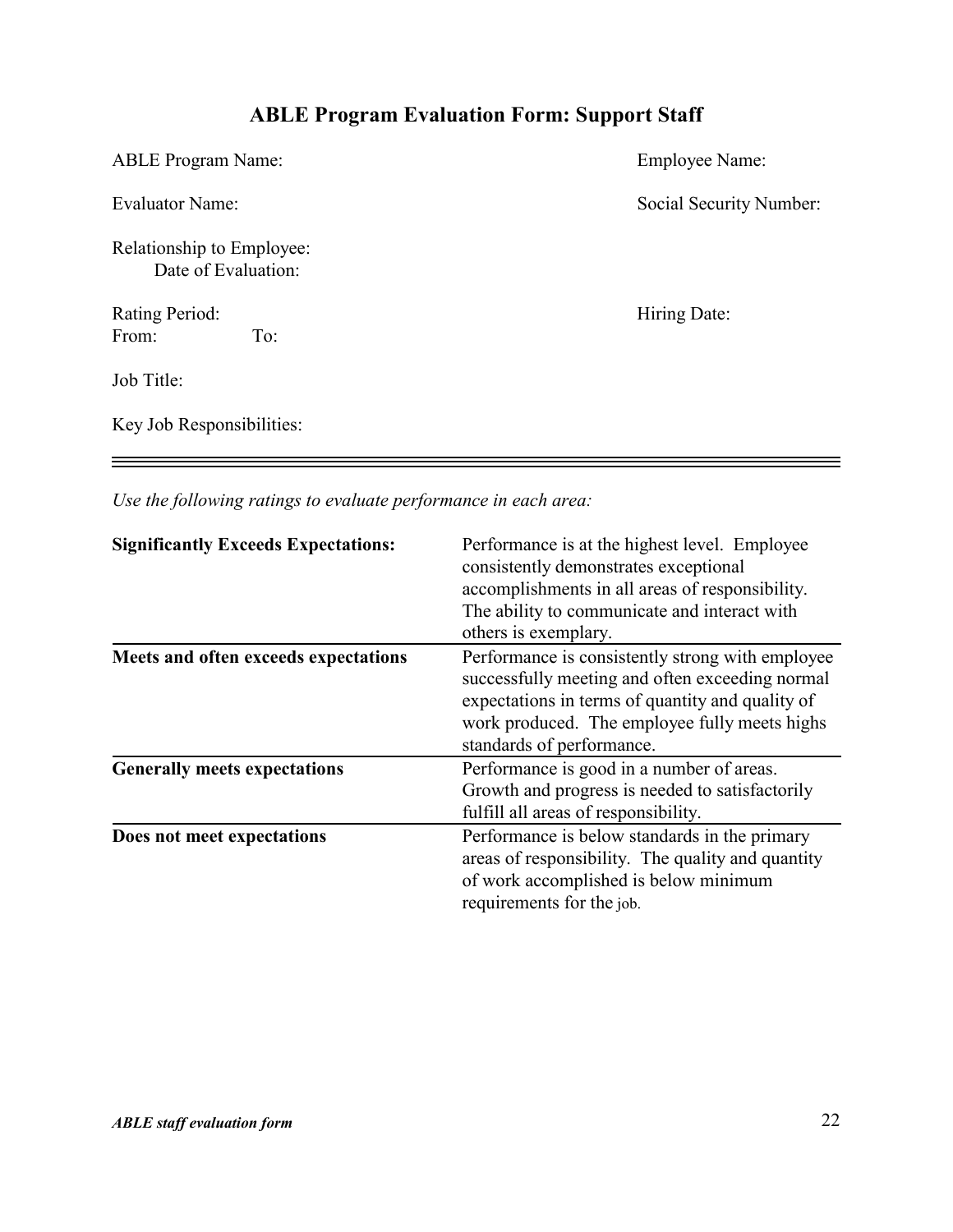# ABLE Program Evaluation Form: Support Staff

ABLE Program Name:

Employee Name:

Evaluator Name:

Social Security Number:

Relationship to Employee:
Date of Evaluation:

Rating Period:
From: To:

Hiring Date:

Job Title:

Key Job Responsibilities:

---

*Use the following ratings to evaluate performance in each area:*

| | |
|---|---|
| **Significantly Exceeds Expectations:** | Performance is at the highest level. Employee consistently demonstrates exceptional accomplishments in all areas of responsibility. The ability to communicate and interact with others is exemplary. |
| **Meets and often exceeds expectations** | Performance is consistently strong with employee successfully meeting and often exceeding normal expectations in terms of quantity and quality of work produced. The employee fully meets highs standards of performance. |
| **Generally meets expectations** | Performance is good in a number of areas. Growth and progress is needed to satisfactorily fulfill all areas of responsibility. |
| **Does not meet expectations** | Performance is below standards in the primary areas of responsibility. The quality and quantity of work accomplished is below minimum requirements for the job. |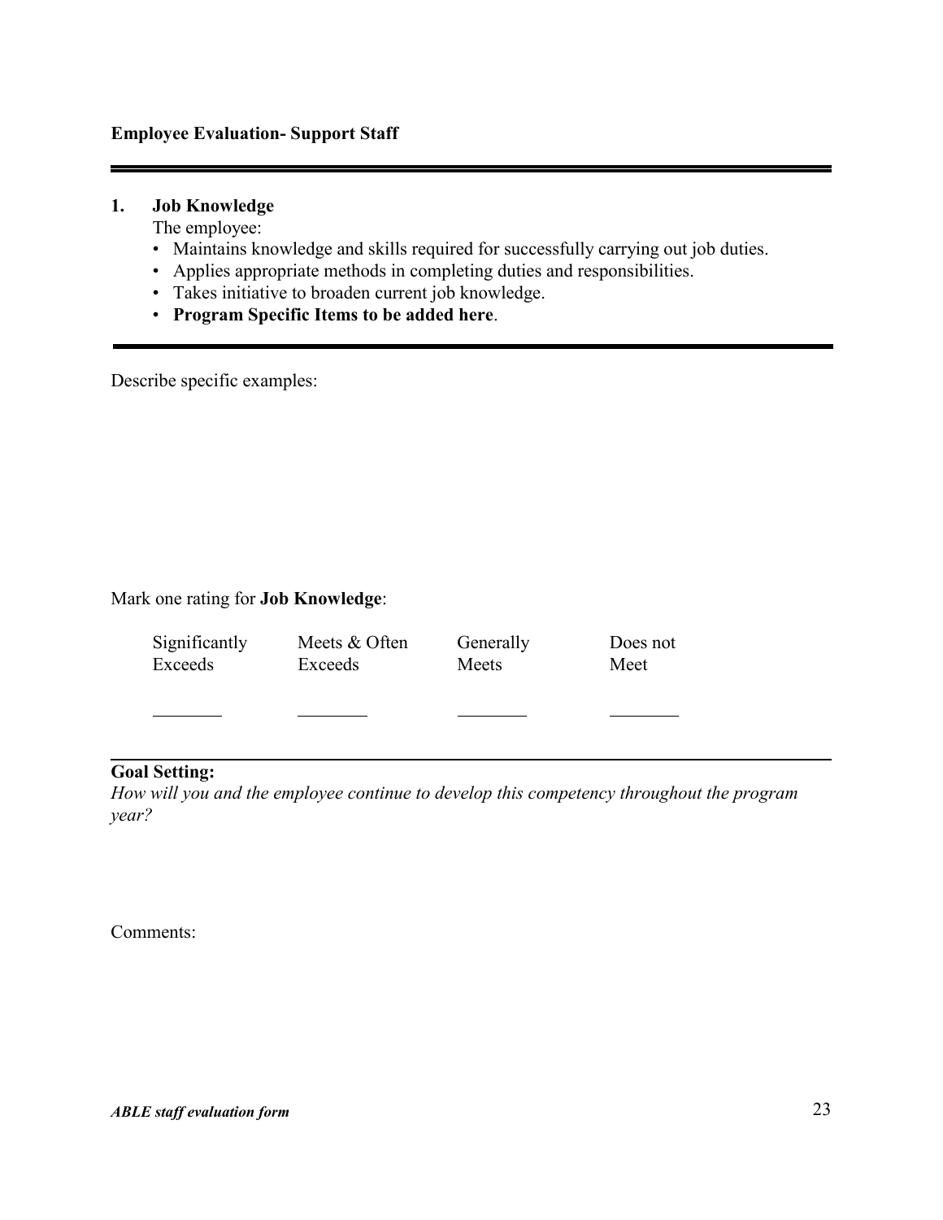**Employee Evaluation- Support Staff**

---

## 1. Job Knowledge

The employee:

- Maintains knowledge and skills required for successfully carrying out job duties.
- Applies appropriate methods in completing duties and responsibilities.
- Takes initiative to broaden current job knowledge.
- **Program Specific Items to be added here**.

---

Describe specific examples:

Mark one rating for **Job Knowledge**:

| Significantly Exceeds | Meets & Often Exceeds | Generally Meets | Does not Meet |
|---|---|---|---|
| ________ | ________ | ________ | ________ |

---

**Goal Setting:**

*How will you and the employee continue to develop this competency throughout the program year?*

Comments:

*ABLE staff evaluation form*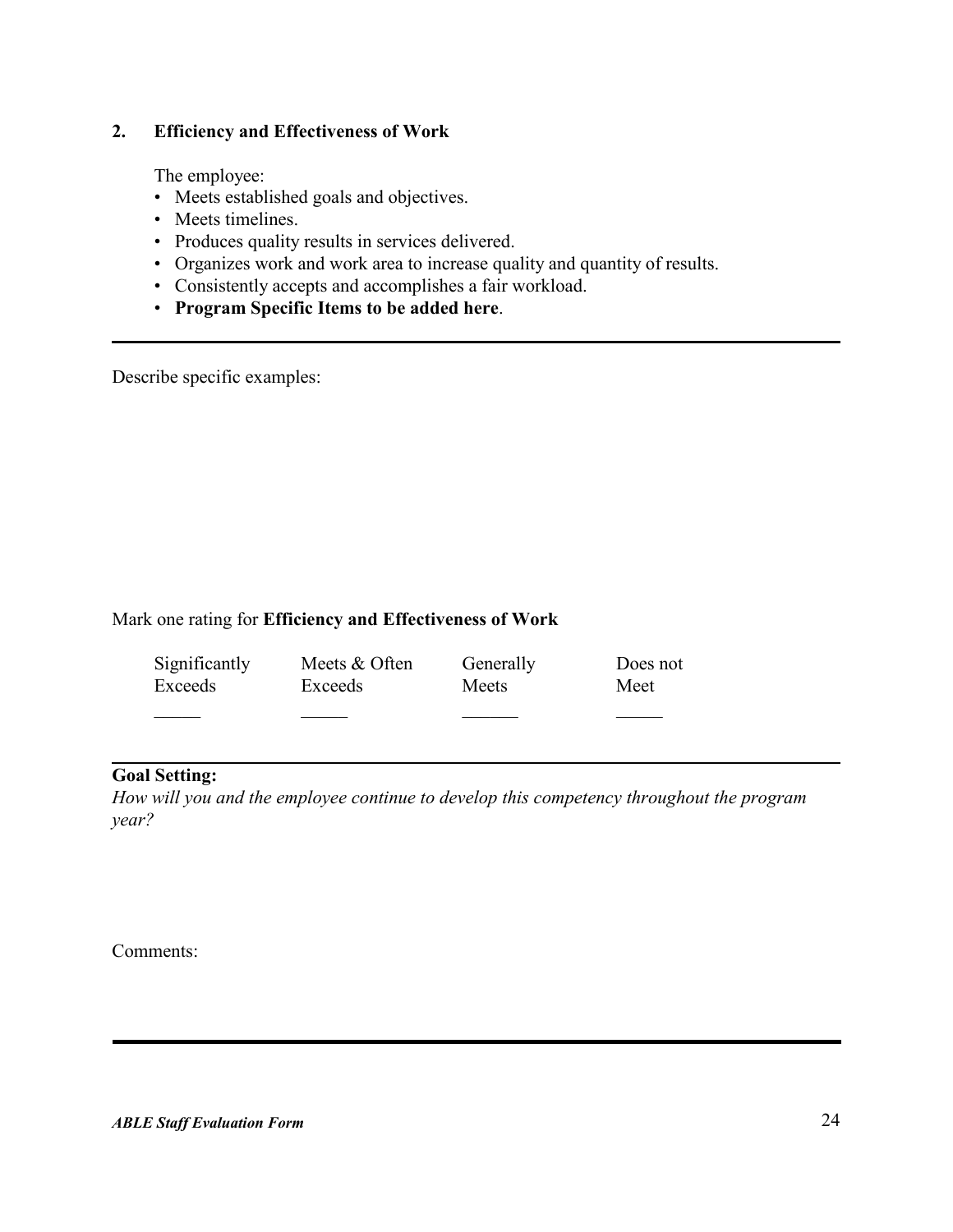## 2. Efficiency and Effectiveness of Work

The employee:

- Meets established goals and objectives.
- Meets timelines.
- Produces quality results in services delivered.
- Organizes work and work area to increase quality and quantity of results.
- Consistently accepts and accomplishes a fair workload.
- **Program Specific Items to be added here**.

---

Describe specific examples:

Mark one rating for **Efficiency and Effectiveness of Work**

| Significantly Exceeds | Meets & Often Exceeds | Generally Meets | Does not Meet |
|---|---|---|---|
| _____ | _____ | ______ | _____ |

---

**Goal Setting:**

*How will you and the employee continue to develop this competency throughout the program year?*

Comments: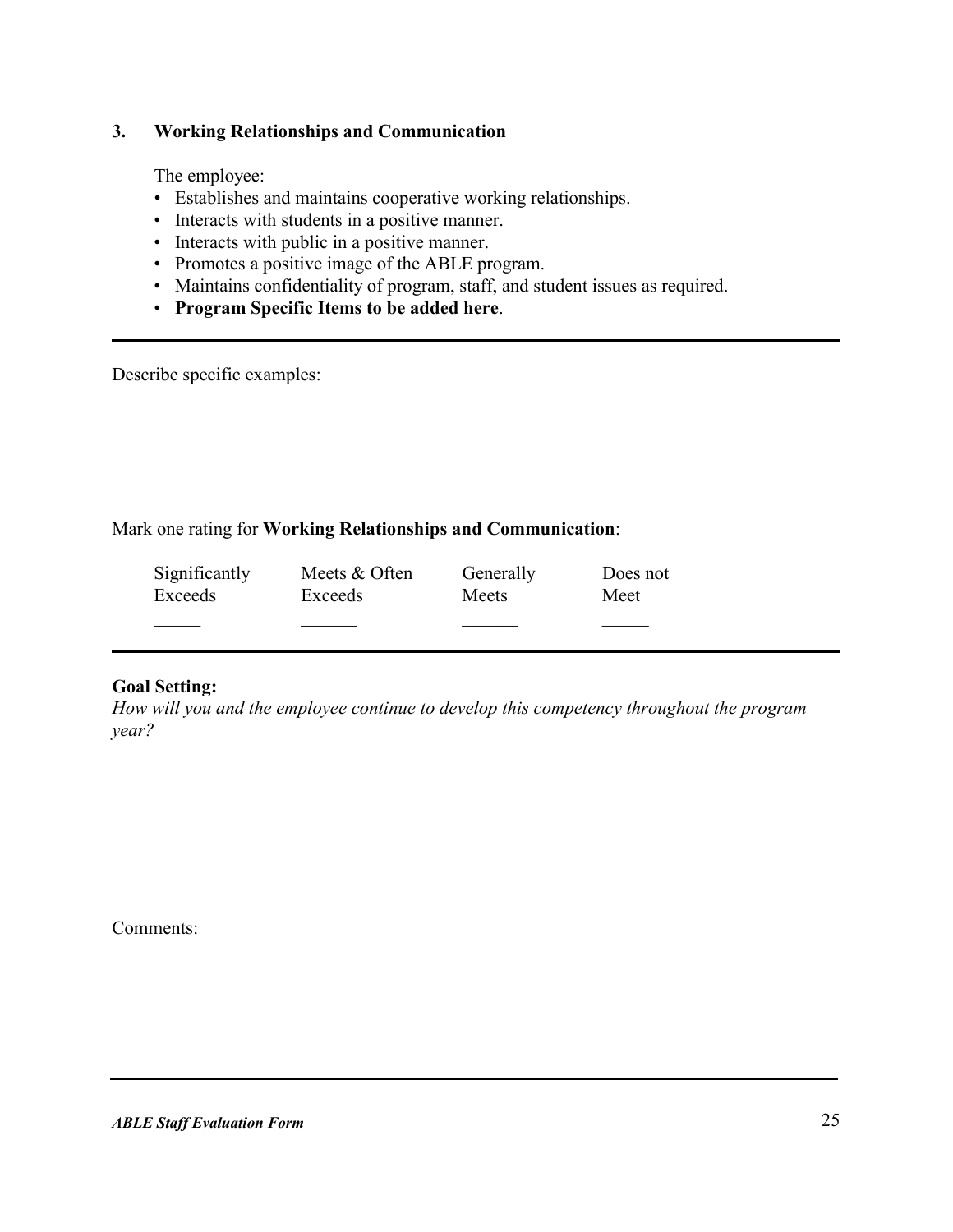### 3. Working Relationships and Communication

The employee:

- Establishes and maintains cooperative working relationships.
- Interacts with students in a positive manner.
- Interacts with public in a positive manner.
- Promotes a positive image of the ABLE program.
- Maintains confidentiality of program, staff, and student issues as required.
- **Program Specific Items to be added here**.

---

Describe specific examples:

Mark one rating for **Working Relationships and Communication**:

| Significantly Exceeds | Meets & Often Exceeds | Generally Meets | Does not Meet |
|---|---|---|---|
| _____ | ______ | ______ | _____ |

---

**Goal Setting:**
*How will you and the employee continue to develop this competency throughout the program year?*

Comments: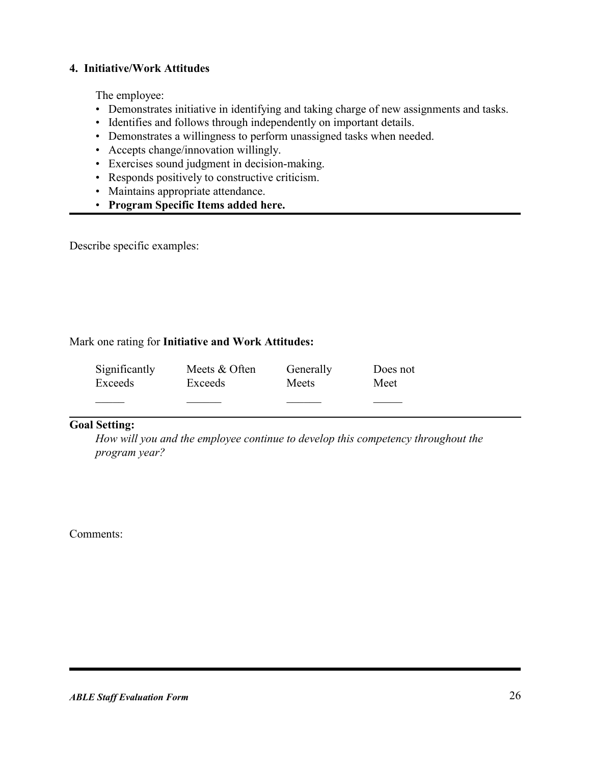#### 4. Initiative/Work Attitudes

The employee:

- Demonstrates initiative in identifying and taking charge of new assignments and tasks.
- Identifies and follows through independently on important details.
- Demonstrates a willingness to perform unassigned tasks when needed.
- Accepts change/innovation willingly.
- Exercises sound judgment in decision-making.
- Responds positively to constructive criticism.
- Maintains appropriate attendance.
- **Program Specific Items added here.**

---

Describe specific examples:

Mark one rating for **Initiative and Work Attitudes:**

| Significantly Exceeds | Meets & Often Exceeds | Generally Meets | Does not Meet |
|---|---|---|---|
| _____ | ______ | ______ | _____ |

---

**Goal Setting:**

*How will you and the employee continue to develop this competency throughout the program year?*

Comments: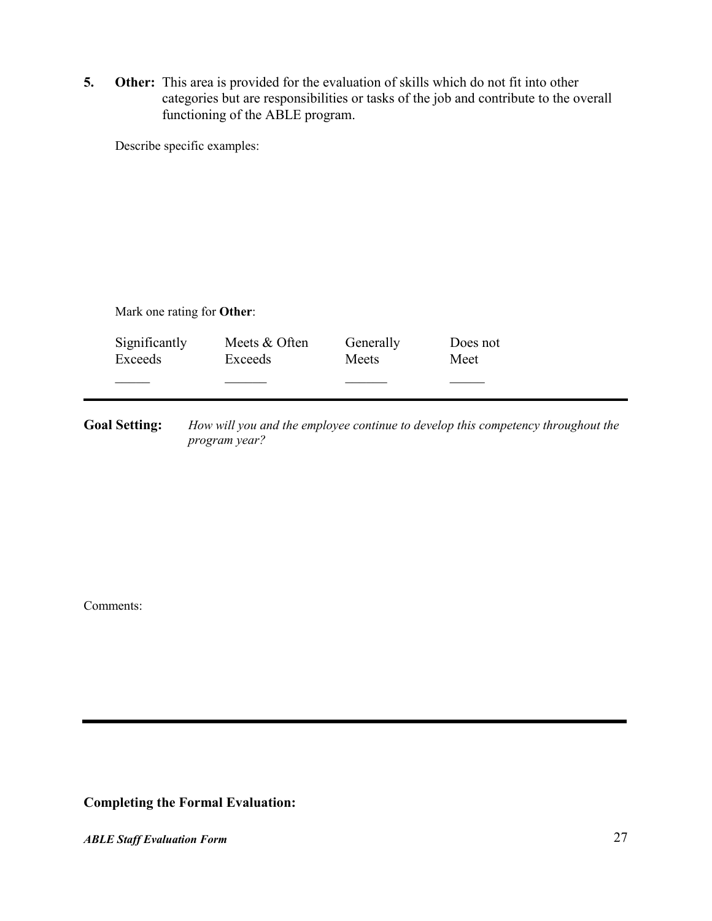**5. Other:** This area is provided for the evaluation of skills which do not fit into other categories but are responsibilities or tasks of the job and contribute to the overall functioning of the ABLE program.

Describe specific examples:

Mark one rating for **Other**:

| Significantly Exceeds | Meets & Often Exceeds | Generally Meets | Does not Meet |
|---|---|---|---|
| _____ | ______ | ______ | _____ |

---

**Goal Setting:** *How will you and the employee continue to develop this competency throughout the program year?*

Comments:

---

**Completing the Formal Evaluation:**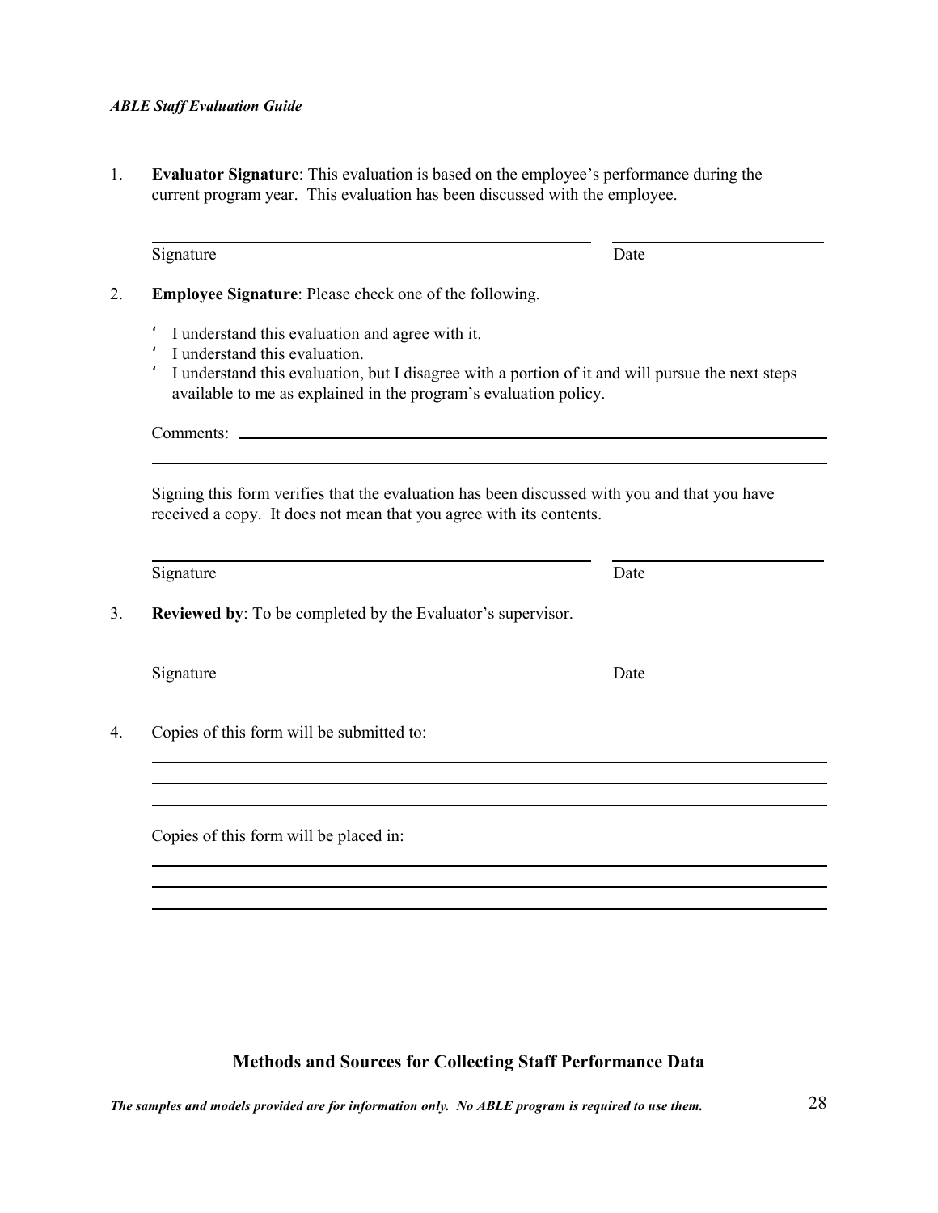1. **Evaluator Signature**: This evaluation is based on the employee's performance during the current program year. This evaluation has been discussed with the employee.

   ______________________________________________ ____________________
   Signature Date

2. **Employee Signature**: Please check one of the following.

   - I understand this evaluation and agree with it.
   - I understand this evaluation.
   - I understand this evaluation, but I disagree with a portion of it and will pursue the next steps available to me as explained in the program's evaluation policy.

   Comments: ______________________________________________________________

   ______________________________________________________________________

   Signing this form verifies that the evaluation has been discussed with you and that you have received a copy. It does not mean that you agree with its contents.

   ______________________________________________ ____________________
   Signature Date

3. **Reviewed by**: To be completed by the Evaluator's supervisor.

   ______________________________________________ ____________________
   Signature Date

4. Copies of this form will be submitted to:

   ______________________________________________________________________

   ______________________________________________________________________

   ______________________________________________________________________

   Copies of this form will be placed in:

   ______________________________________________________________________

   ______________________________________________________________________

   ______________________________________________________________________

## Methods and Sources for Collecting Staff Performance Data

***The samples and models provided are for information only. No ABLE program is required to use them.***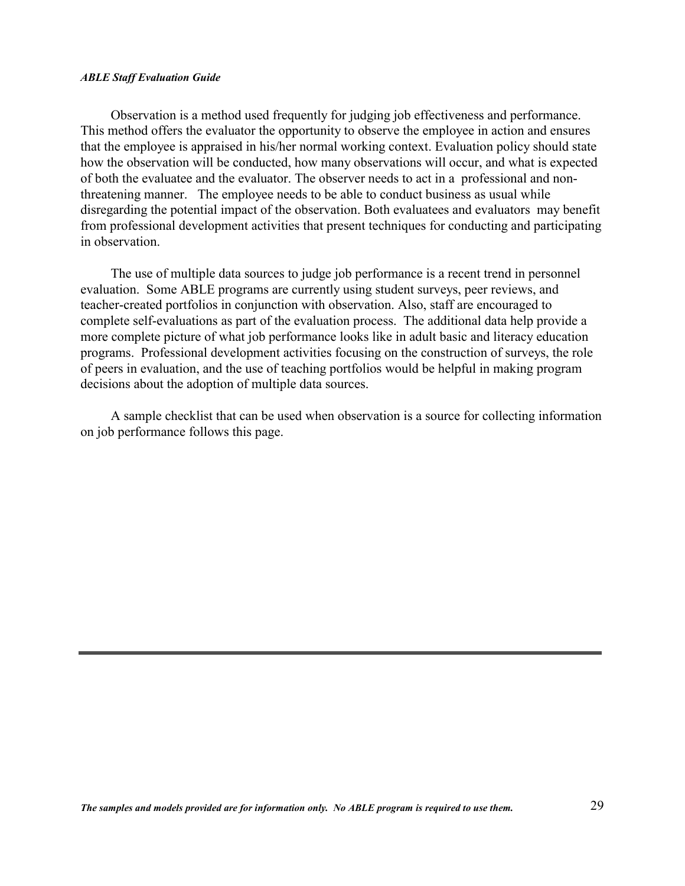Observation is a method used frequently for judging job effectiveness and performance. This method offers the evaluator the opportunity to observe the employee in action and ensures that the employee is appraised in his/her normal working context. Evaluation policy should state how the observation will be conducted, how many observations will occur, and what is expected of both the evaluatee and the evaluator. The observer needs to act in a professional and non-threatening manner. The employee needs to be able to conduct business as usual while disregarding the potential impact of the observation. Both evaluatees and evaluators may benefit from professional development activities that present techniques for conducting and participating in observation.

The use of multiple data sources to judge job performance is a recent trend in personnel evaluation. Some ABLE programs are currently using student surveys, peer reviews, and teacher-created portfolios in conjunction with observation. Also, staff are encouraged to complete self-evaluations as part of the evaluation process. The additional data help provide a more complete picture of what job performance looks like in adult basic and literacy education programs. Professional development activities focusing on the construction of surveys, the role of peers in evaluation, and the use of teaching portfolios would be helpful in making program decisions about the adoption of multiple data sources.

A sample checklist that can be used when observation is a source for collecting information on job performance follows this page.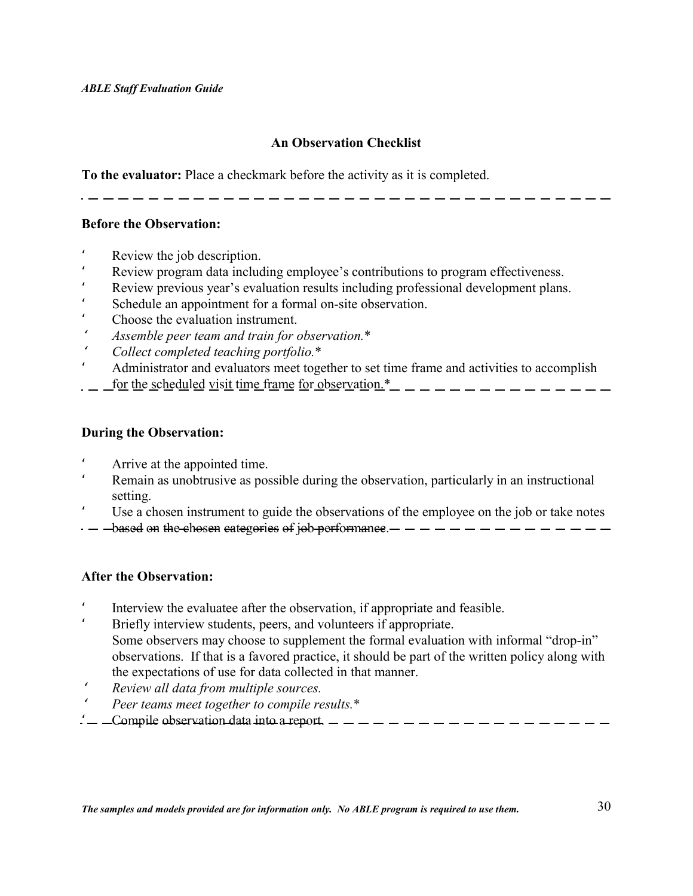### An Observation Checklist

**To the evaluator:** Place a checkmark before the activity as it is completed.

---

**Before the Observation:**

- Review the job description.
- Review program data including employee's contributions to program effectiveness.
- Review previous year's evaluation results including professional development plans.
- Schedule an appointment for a formal on-site observation.
- Choose the evaluation instrument.
- *Assemble peer team and train for observation.\**
- *Collect completed teaching portfolio.\**
- Administrator and evaluators meet together to set time frame and activities to accomplish for the scheduled visit time frame for observation.*

---

**During the Observation:**

- Arrive at the appointed time.
- Remain as unobtrusive as possible during the observation, particularly in an instructional setting.
- Use a chosen instrument to guide the observations of the employee on the job or take notes based on the chosen categories of job performance.

---

**After the Observation:**

- Interview the evaluatee after the observation, if appropriate and feasible.
- Briefly interview students, peers, and volunteers if appropriate.
  Some observers may choose to supplement the formal evaluation with informal "drop-in" observations. If that is a favored practice, it should be part of the written policy along with the expectations of use for data collected in that manner.
- *Review all data from multiple sources.*
- *Peer teams meet together to compile results.\**
- Compile observation data into a report.

---

***The samples and models provided are for information only. No ABLE program is required to use them.***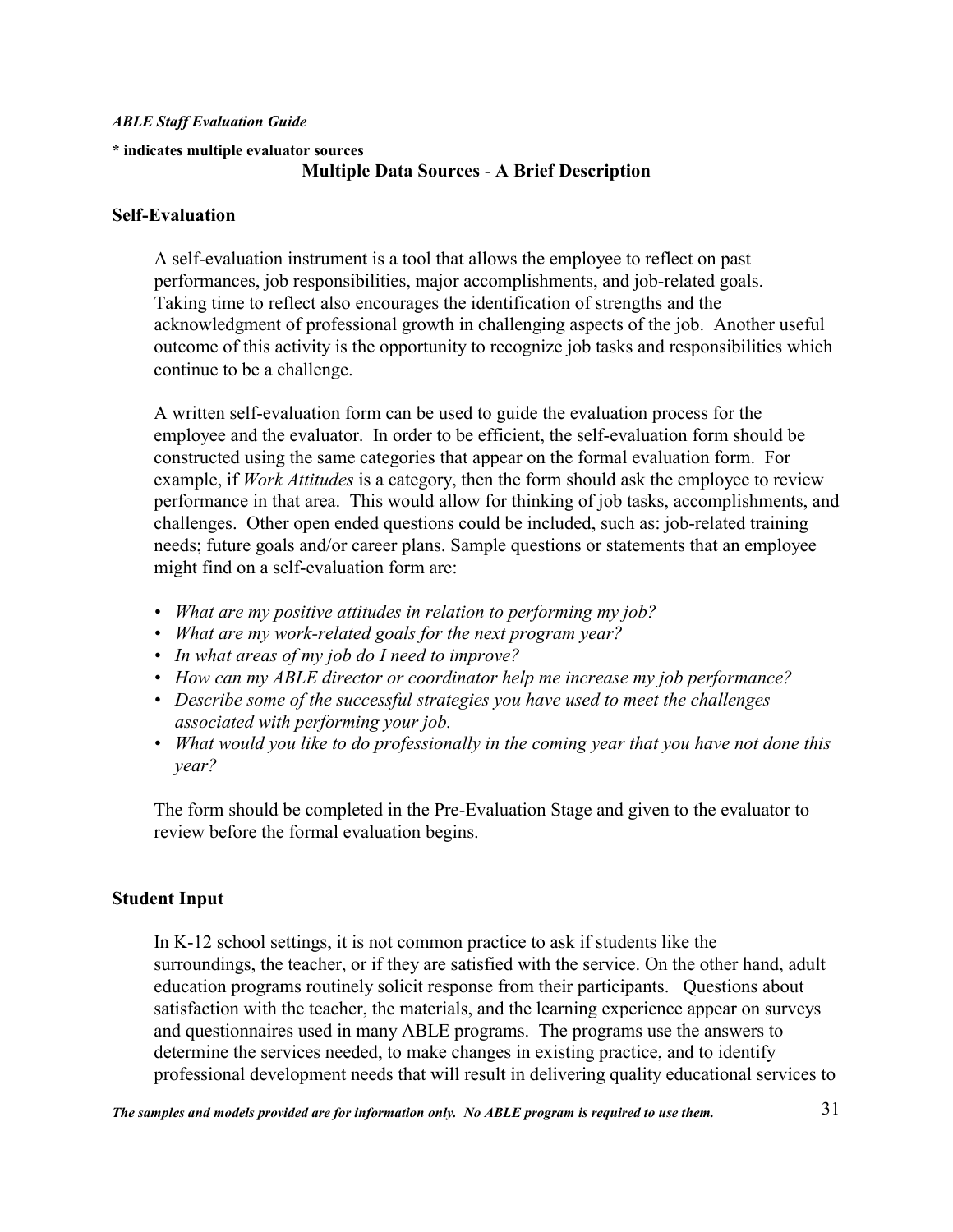**\* indicates multiple evaluator sources**

## Multiple Data Sources - A Brief Description

### Self-Evaluation

A self-evaluation instrument is a tool that allows the employee to reflect on past performances, job responsibilities, major accomplishments, and job-related goals. Taking time to reflect also encourages the identification of strengths and the acknowledgment of professional growth in challenging aspects of the job. Another useful outcome of this activity is the opportunity to recognize job tasks and responsibilities which continue to be a challenge.

A written self-evaluation form can be used to guide the evaluation process for the employee and the evaluator. In order to be efficient, the self-evaluation form should be constructed using the same categories that appear on the formal evaluation form. For example, if *Work Attitudes* is a category, then the form should ask the employee to review performance in that area. This would allow for thinking of job tasks, accomplishments, and challenges. Other open ended questions could be included, such as: job-related training needs; future goals and/or career plans. Sample questions or statements that an employee might find on a self-evaluation form are:

- *What are my positive attitudes in relation to performing my job?*
- *What are my work-related goals for the next program year?*
- *In what areas of my job do I need to improve?*
- *How can my ABLE director or coordinator help me increase my job performance?*
- *Describe some of the successful strategies you have used to meet the challenges associated with performing your job.*
- *What would you like to do professionally in the coming year that you have not done this year?*

The form should be completed in the Pre-Evaluation Stage and given to the evaluator to review before the formal evaluation begins.

### Student Input

In K-12 school settings, it is not common practice to ask if students like the surroundings, the teacher, or if they are satisfied with the service. On the other hand, adult education programs routinely solicit response from their participants. Questions about satisfaction with the teacher, the materials, and the learning experience appear on surveys and questionnaires used in many ABLE programs. The programs use the answers to determine the services needed, to make changes in existing practice, and to identify professional development needs that will result in delivering quality educational services to

*The samples and models provided are for information only. No ABLE program is required to use them.*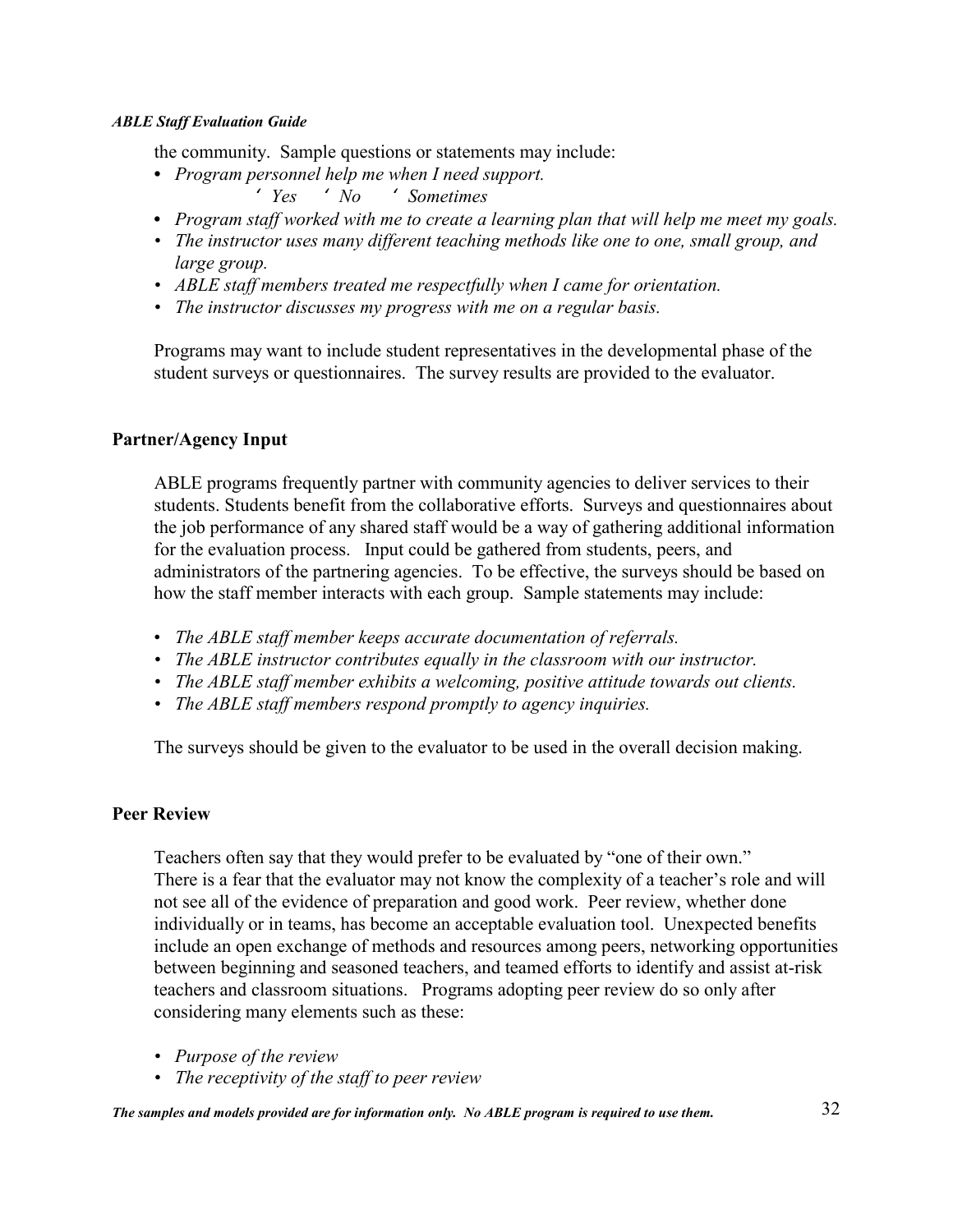the community. Sample questions or statements may include:

- *Program personnel help me when I need support.*

  ‘ *Yes* ‘ *No* ‘ *Sometimes*
- *Program staff worked with me to create a learning plan that will help me meet my goals.*
- *The instructor uses many different teaching methods like one to one, small group, and large group.*
- *ABLE staff members treated me respectfully when I came for orientation.*
- *The instructor discusses my progress with me on a regular basis.*

Programs may want to include student representatives in the developmental phase of the student surveys or questionnaires. The survey results are provided to the evaluator.

## Partner/Agency Input

ABLE programs frequently partner with community agencies to deliver services to their students. Students benefit from the collaborative efforts. Surveys and questionnaires about the job performance of any shared staff would be a way of gathering additional information for the evaluation process. Input could be gathered from students, peers, and administrators of the partnering agencies. To be effective, the surveys should be based on how the staff member interacts with each group. Sample statements may include:

- *The ABLE staff member keeps accurate documentation of referrals.*
- *The ABLE instructor contributes equally in the classroom with our instructor.*
- *The ABLE staff member exhibits a welcoming, positive attitude towards out clients.*
- *The ABLE staff members respond promptly to agency inquiries.*

The surveys should be given to the evaluator to be used in the overall decision making.

## Peer Review

Teachers often say that they would prefer to be evaluated by "one of their own." There is a fear that the evaluator may not know the complexity of a teacher's role and will not see all of the evidence of preparation and good work. Peer review, whether done individually or in teams, has become an acceptable evaluation tool. Unexpected benefits include an open exchange of methods and resources among peers, networking opportunities between beginning and seasoned teachers, and teamed efforts to identify and assist at-risk teachers and classroom situations. Programs adopting peer review do so only after considering many elements such as these:

- *Purpose of the review*
- *The receptivity of the staff to peer review*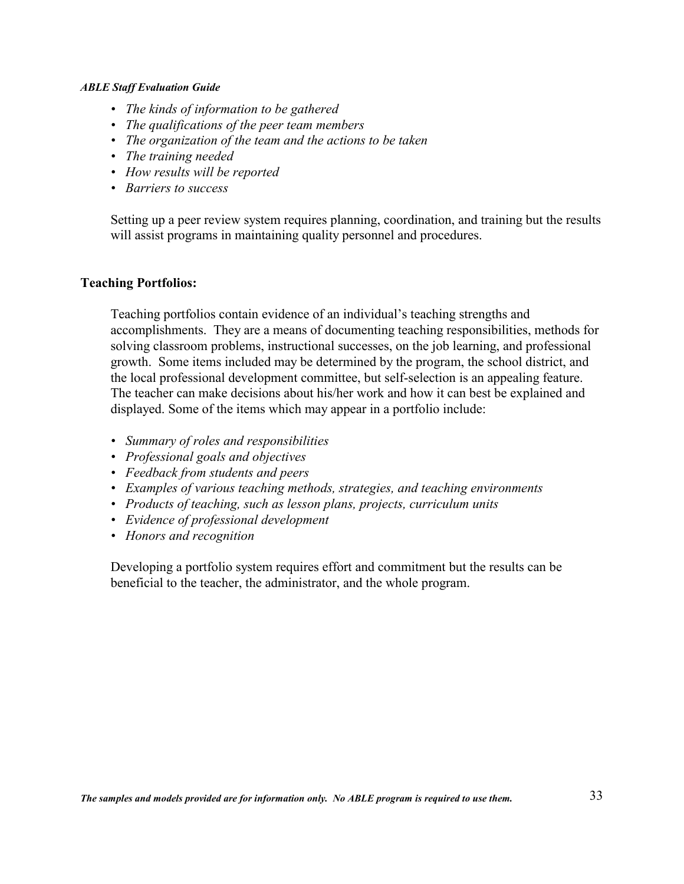- *The kinds of information to be gathered*
- *The qualifications of the peer team members*
- *The organization of the team and the actions to be taken*
- *The training needed*
- *How results will be reported*
- *Barriers to success*

Setting up a peer review system requires planning, coordination, and training but the results will assist programs in maintaining quality personnel and procedures.

**Teaching Portfolios:**

Teaching portfolios contain evidence of an individual's teaching strengths and accomplishments. They are a means of documenting teaching responsibilities, methods for solving classroom problems, instructional successes, on the job learning, and professional growth. Some items included may be determined by the program, the school district, and the local professional development committee, but self-selection is an appealing feature. The teacher can make decisions about his/her work and how it can best be explained and displayed. Some of the items which may appear in a portfolio include:

- *Summary of roles and responsibilities*
- *Professional goals and objectives*
- *Feedback from students and peers*
- *Examples of various teaching methods, strategies, and teaching environments*
- *Products of teaching, such as lesson plans, projects, curriculum units*
- *Evidence of professional development*
- *Honors and recognition*

Developing a portfolio system requires effort and commitment but the results can be beneficial to the teacher, the administrator, and the whole program.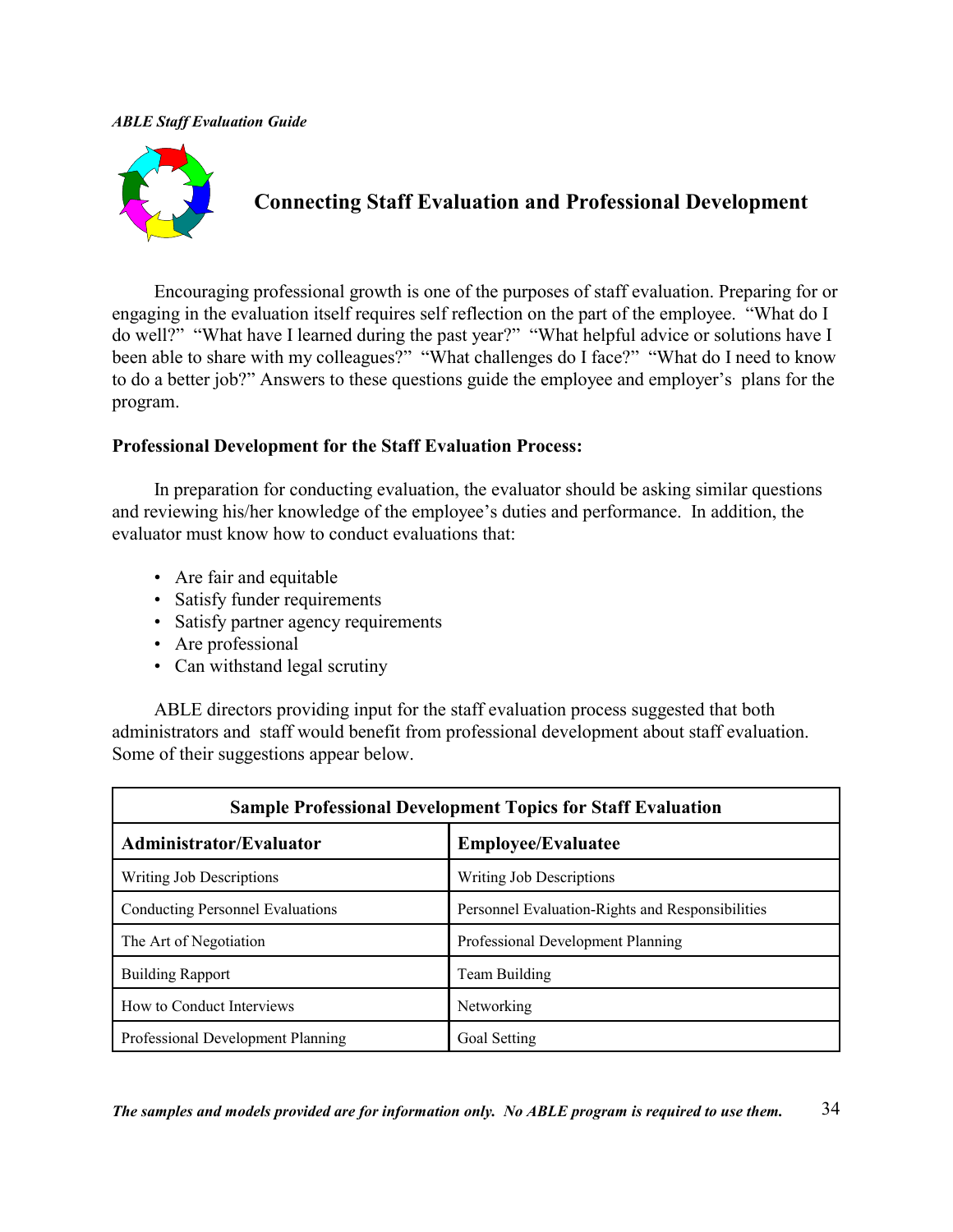## Connecting Staff Evaluation and Professional Development

Encouraging professional growth is one of the purposes of staff evaluation. Preparing for or engaging in the evaluation itself requires self reflection on the part of the employee. "What do I do well?" "What have I learned during the past year?" "What helpful advice or solutions have I been able to share with my colleagues?" "What challenges do I face?" "What do I need to know to do a better job?" Answers to these questions guide the employee and employer's plans for the program.

**Professional Development for the Staff Evaluation Process:**

In preparation for conducting evaluation, the evaluator should be asking similar questions and reviewing his/her knowledge of the employee's duties and performance. In addition, the evaluator must know how to conduct evaluations that:

- Are fair and equitable
- Satisfy funder requirements
- Satisfy partner agency requirements
- Are professional
- Can withstand legal scrutiny

ABLE directors providing input for the staff evaluation process suggested that both administrators and staff would benefit from professional development about staff evaluation. Some of their suggestions appear below.

| Sample Professional Development Topics for Staff Evaluation | |
|---|---|
| **Administrator/Evaluator** | **Employee/Evaluatee** |
| Writing Job Descriptions | Writing Job Descriptions |
| Conducting Personnel Evaluations | Personnel Evaluation-Rights and Responsibilities |
| The Art of Negotiation | Professional Development Planning |
| Building Rapport | Team Building |
| How to Conduct Interviews | Networking |
| Professional Development Planning | Goal Setting |

***The samples and models provided are for information only. No ABLE program is required to use them.***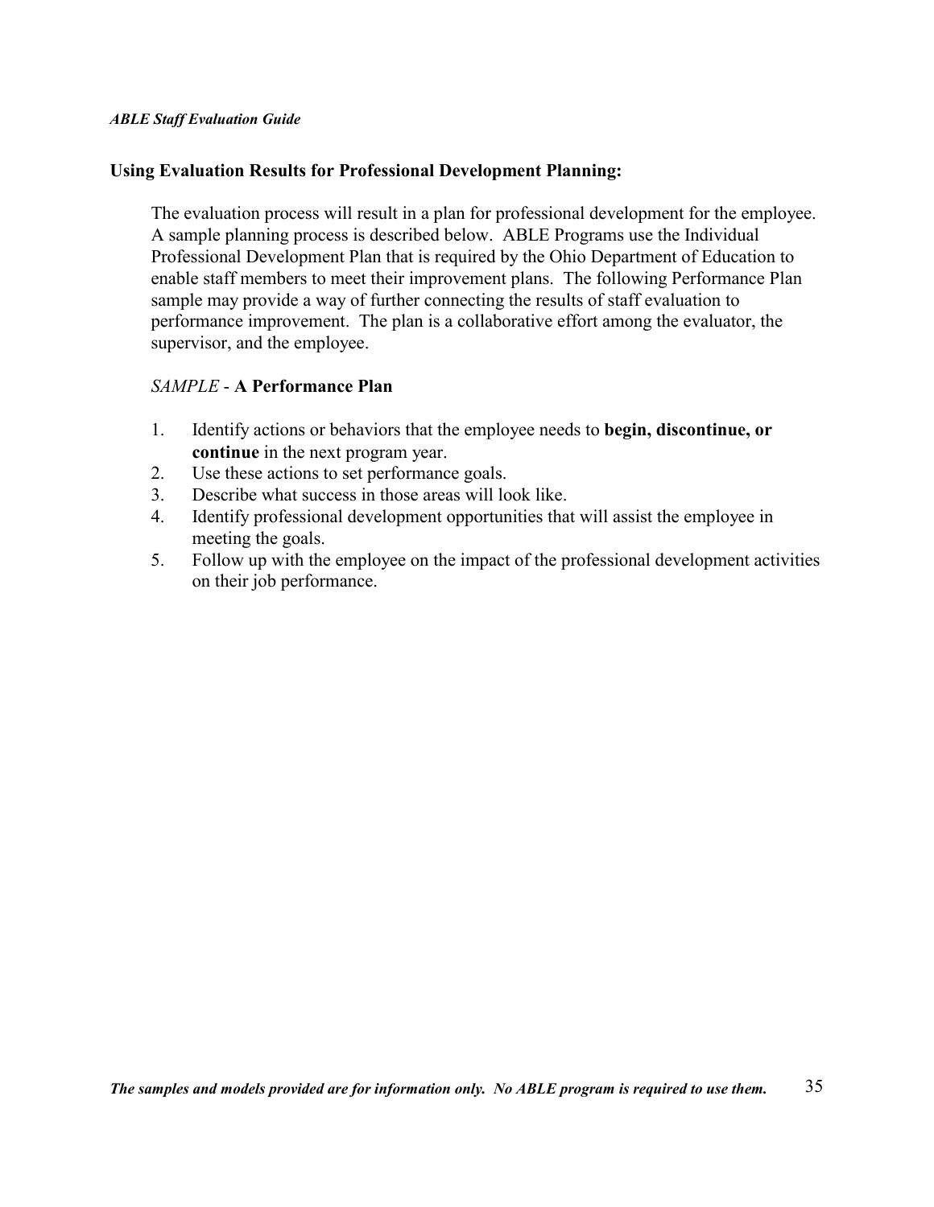## Using Evaluation Results for Professional Development Planning:

The evaluation process will result in a plan for professional development for the employee. A sample planning process is described below. ABLE Programs use the Individual Professional Development Plan that is required by the Ohio Department of Education to enable staff members to meet their improvement plans. The following Performance Plan sample may provide a way of further connecting the results of staff evaluation to performance improvement. The plan is a collaborative effort among the evaluator, the supervisor, and the employee.

*SAMPLE* - **A Performance Plan**

1. Identify actions or behaviors that the employee needs to **begin, discontinue, or continue** in the next program year.
2. Use these actions to set performance goals.
3. Describe what success in those areas will look like.
4. Identify professional development opportunities that will assist the employee in meeting the goals.
5. Follow up with the employee on the impact of the professional development activities on their job performance.

***The samples and models provided are for information only. No ABLE program is required to use them.***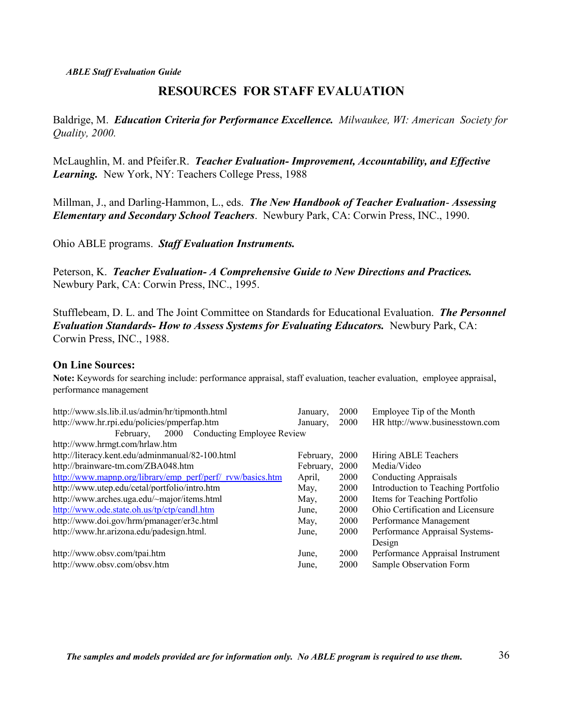## RESOURCES FOR STAFF EVALUATION

Baldrige, M. ***Education Criteria for Performance Excellence.*** *Milwaukee, WI: American Society for Quality, 2000.*

McLaughlin, M. and Pfeifer.R. ***Teacher Evaluation- Improvement, Accountability, and Effective Learning.*** New York, NY: Teachers College Press, 1988

Millman, J., and Darling-Hammon, L., eds. ***The New Handbook of Teacher Evaluation- Assessing Elementary and Secondary School Teachers***. Newbury Park, CA: Corwin Press, INC., 1990.

Ohio ABLE programs. ***Staff Evaluation Instruments.***

Peterson, K. ***Teacher Evaluation- A Comprehensive Guide to New Directions and Practices.*** Newbury Park, CA: Corwin Press, INC., 1995.

Stufflebeam, D. L. and The Joint Committee on Standards for Educational Evaluation. ***The Personnel Evaluation Standards- How to Assess Systems for Evaluating Educators.*** Newbury Park, CA: Corwin Press, INC., 1988.

### On Line Sources:

**Note:** Keywords for searching include: performance appraisal, staff evaluation, teacher evaluation, employee appraisal, performance management

| | | | |
|---|---|---|---|
| http://www.sls.lib.il.us/admin/hr/tipmonth.html | January, | 2000 | Employee Tip of the Month |
| http://www.hr.rpi.edu/policies/pmperfap.htm | January, | 2000 | HR http://www.businesstown.com |
| | February, | 2000 | Conducting Employee Review |
| http://www.hrmgt.com/hrlaw.htm | | | |
| http://literacy.kent.edu/adminmanual/82-100.html | February, | 2000 | Hiring ABLE Teachers |
| http://brainware-tm.com/ZBA048.htm | February, | 2000 | Media/Video |
| http://www.mapnp.org/library/emp_perf/perf/_rvw/basics.htm | April, | 2000 | Conducting Appraisals |
| http://www.utep.edu/cetal/portfolio/intro.htm | May, | 2000 | Introduction to Teaching Portfolio |
| http://www.arches.uga.edu/~major/items.html | May, | 2000 | Items for Teaching Portfolio |
| http://www.ode.state.oh.us/tp/ctp/candl.htm | June, | 2000 | Ohio Certification and Licensure |
| http://www.doi.gov/hrm/pmanager/er3c.html | May, | 2000 | Performance Management |
| http://www.hr.arizona.edu/padesign.html. | June, | 2000 | Performance Appraisal Systems-Design |
| http://www.obsv.com/tpai.htm | June, | 2000 | Performance Appraisal Instrument |
| http://www.obsv.com/obsv.htm | June, | 2000 | Sample Observation Form |

***The samples and models provided are for information only. No ABLE program is required to use them.***